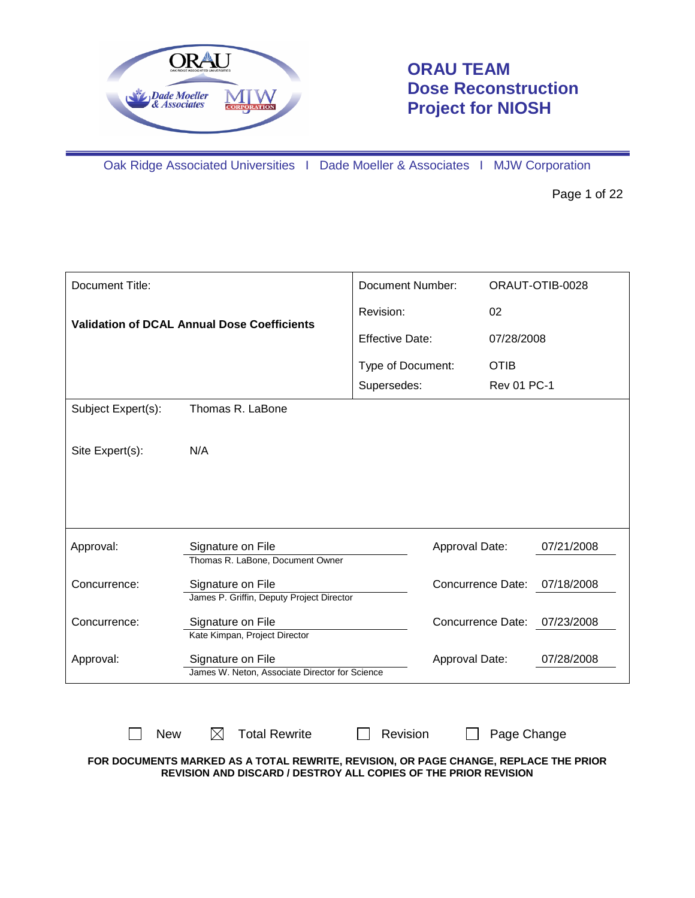# ORAU TEAM Dose Reconstruction Project for NIOSH

Oak Ridge Associated Universities I Dade Moeller & Associates I MJW Corporation

| Document Title: | | Document Number: | ORAUT-OTIB-0028 |
|---|---|---|---|
| **Validation of DCAL Annual Dose Coefficients** | | Revision: | 02 |
| | | Effective Date: | 07/28/2008 |
| | | Type of Document: | OTIB |
| | | Supersedes: | Rev 01 PC-1 |
| Subject Expert(s): | Thomas R. LaBone | | |
| Site Expert(s): | N/A | | |

| | | | |
|---|---|---|---|
| Approval: | Signature on File<br>Thomas R. LaBone, Document Owner | Approval Date: | 07/21/2008 |
| Concurrence: | Signature on File<br>James P. Griffin, Deputy Project Director | Concurrence Date: | 07/18/2008 |
| Concurrence: | Signature on File<br>Kate Kimpan, Project Director | Concurrence Date: | 07/23/2008 |
| Approval: | Signature on File<br>James W. Neton, Associate Director for Science | Approval Date: | 07/28/2008 |

☐ New ☒ Total Rewrite ☐ Revision ☐ Page Change

**FOR DOCUMENTS MARKED AS A TOTAL REWRITE, REVISION, OR PAGE CHANGE, REPLACE THE PRIOR REVISION AND DISCARD / DESTROY ALL COPIES OF THE PRIOR REVISION**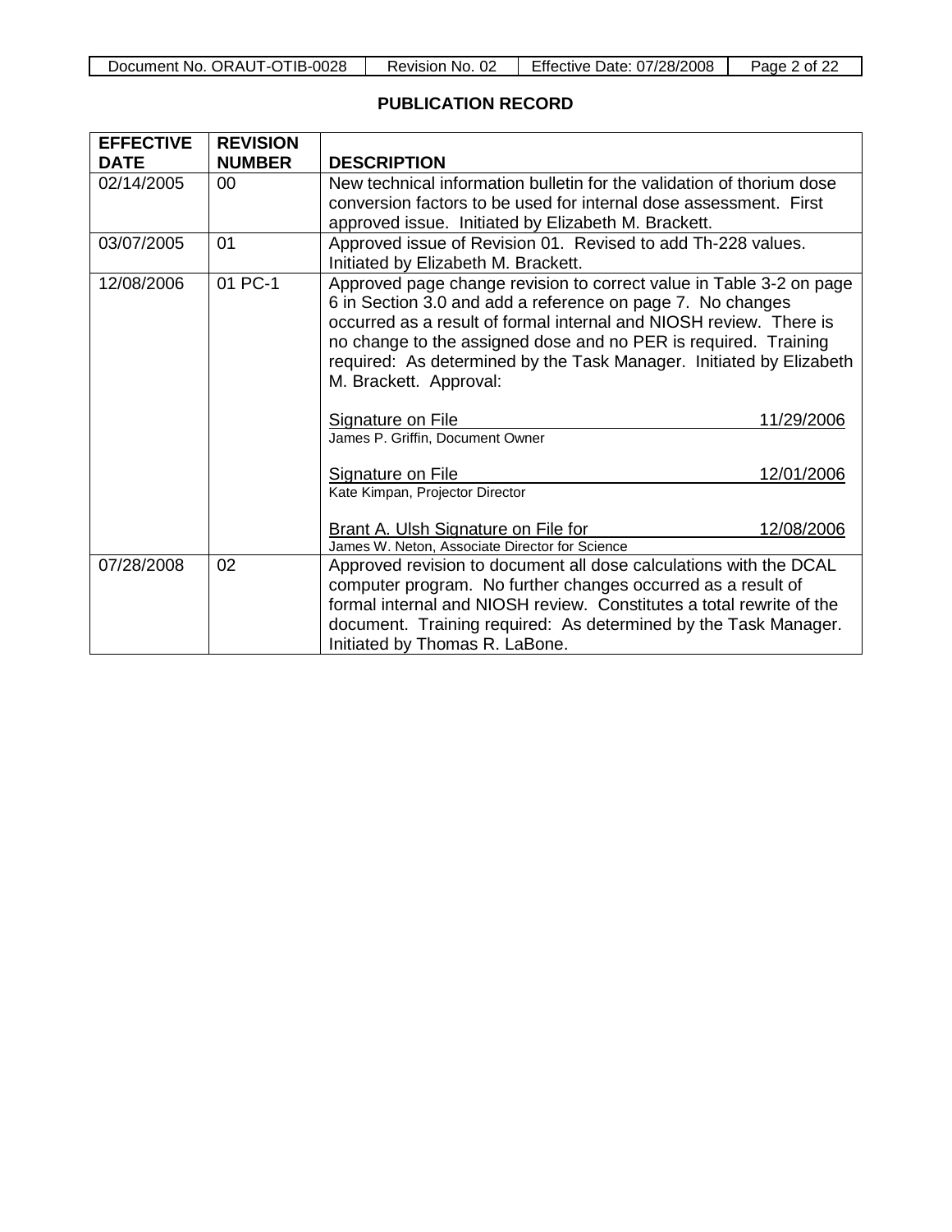## PUBLICATION RECORD

| EFFECTIVE DATE | REVISION NUMBER | DESCRIPTION |
|---|---|---|
| 02/14/2005 | 00 | New technical information bulletin for the validation of thorium dose conversion factors to be used for internal dose assessment. First approved issue. Initiated by Elizabeth M. Brackett. |
| 03/07/2005 | 01 | Approved issue of Revision 01. Revised to add Th-228 values. Initiated by Elizabeth M. Brackett. |
| 12/08/2006 | 01 PC-1 | Approved page change revision to correct value in Table 3-2 on page 6 in Section 3.0 and add a reference on page 7. No changes occurred as a result of formal internal and NIOSH review. There is no change to the assigned dose and no PER is required. Training required: As determined by the Task Manager. Initiated by Elizabeth M. Brackett. Approval:<br><br>Signature on File 11/29/2006<br>James P. Griffin, Document Owner<br><br>Signature on File 12/01/2006<br>Kate Kimpan, Projector Director<br><br>Brant A. Ulsh Signature on File for 12/08/2006<br>James W. Neton, Associate Director for Science |
| 07/28/2008 | 02 | Approved revision to document all dose calculations with the DCAL computer program. No further changes occurred as a result of formal internal and NIOSH review. Constitutes a total rewrite of the document. Training required: As determined by the Task Manager. Initiated by Thomas R. LaBone. |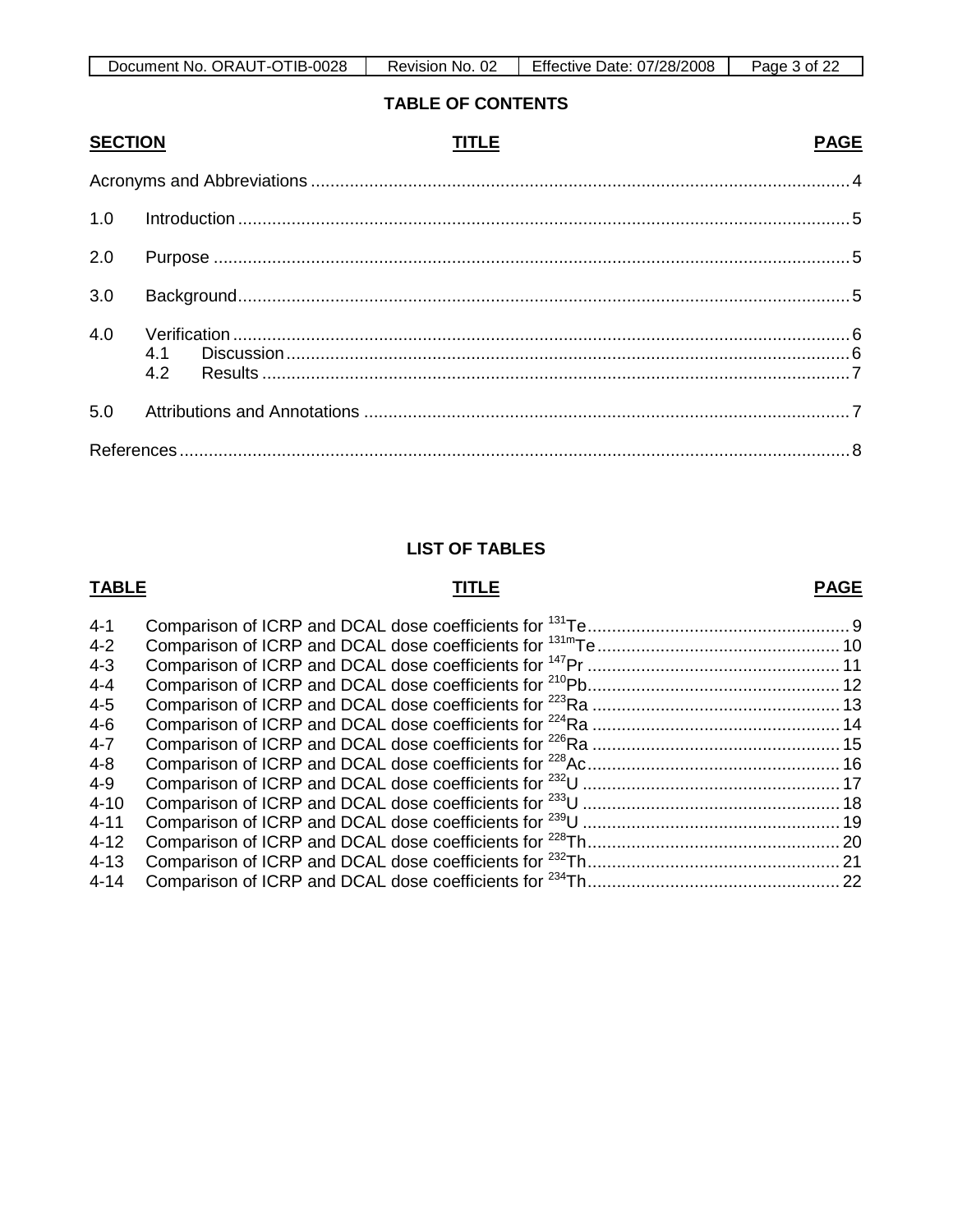## TABLE OF CONTENTS

| SECTION | TITLE | PAGE |
|---|---|---|
| | Acronyms and Abbreviations | 4 |
| 1.0 | Introduction | 5 |
| 2.0 | Purpose | 5 |
| 3.0 | Background | 5 |
| 4.0 | Verification | 6 |
| | 4.1 Discussion | 6 |
| | 4.2 Results | 7 |
| 5.0 | Attributions and Annotations | 7 |
| | References | 8 |

## LIST OF TABLES

| TABLE | TITLE | PAGE |
|---|---|---|
| 4-1 | Comparison of ICRP and DCAL dose coefficients for $^{131}$Te | 9 |
| 4-2 | Comparison of ICRP and DCAL dose coefficients for $^{131m}$Te | 10 |
| 4-3 | Comparison of ICRP and DCAL dose coefficients for $^{147}$Pr | 11 |
| 4-4 | Comparison of ICRP and DCAL dose coefficients for $^{210}$Pb | 12 |
| 4-5 | Comparison of ICRP and DCAL dose coefficients for $^{223}$Ra | 13 |
| 4-6 | Comparison of ICRP and DCAL dose coefficients for $^{224}$Ra | 14 |
| 4-7 | Comparison of ICRP and DCAL dose coefficients for $^{226}$Ra | 15 |
| 4-8 | Comparison of ICRP and DCAL dose coefficients for $^{228}$Ac | 16 |
| 4-9 | Comparison of ICRP and DCAL dose coefficients for $^{232}$U | 17 |
| 4-10 | Comparison of ICRP and DCAL dose coefficients for $^{233}$U | 18 |
| 4-11 | Comparison of ICRP and DCAL dose coefficients for $^{239}$U | 19 |
| 4-12 | Comparison of ICRP and DCAL dose coefficients for $^{228}$Th | 20 |
| 4-13 | Comparison of ICRP and DCAL dose coefficients for $^{232}$Th | 21 |
| 4-14 | Comparison of ICRP and DCAL dose coefficients for $^{234}$Th | 22 |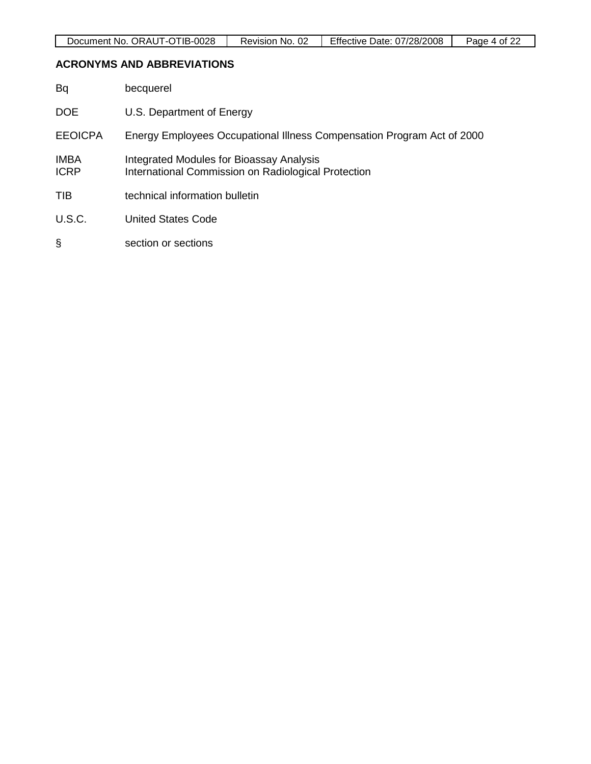## ACRONYMS AND ABBREVIATIONS

| | |
|---|---|
| Bq | becquerel |
| DOE | U.S. Department of Energy |
| EEOICPA | Energy Employees Occupational Illness Compensation Program Act of 2000 |
| IMBA | Integrated Modules for Bioassay Analysis |
| ICRP | International Commission on Radiological Protection |
| TIB | technical information bulletin |
| U.S.C. | United States Code |
| § | section or sections |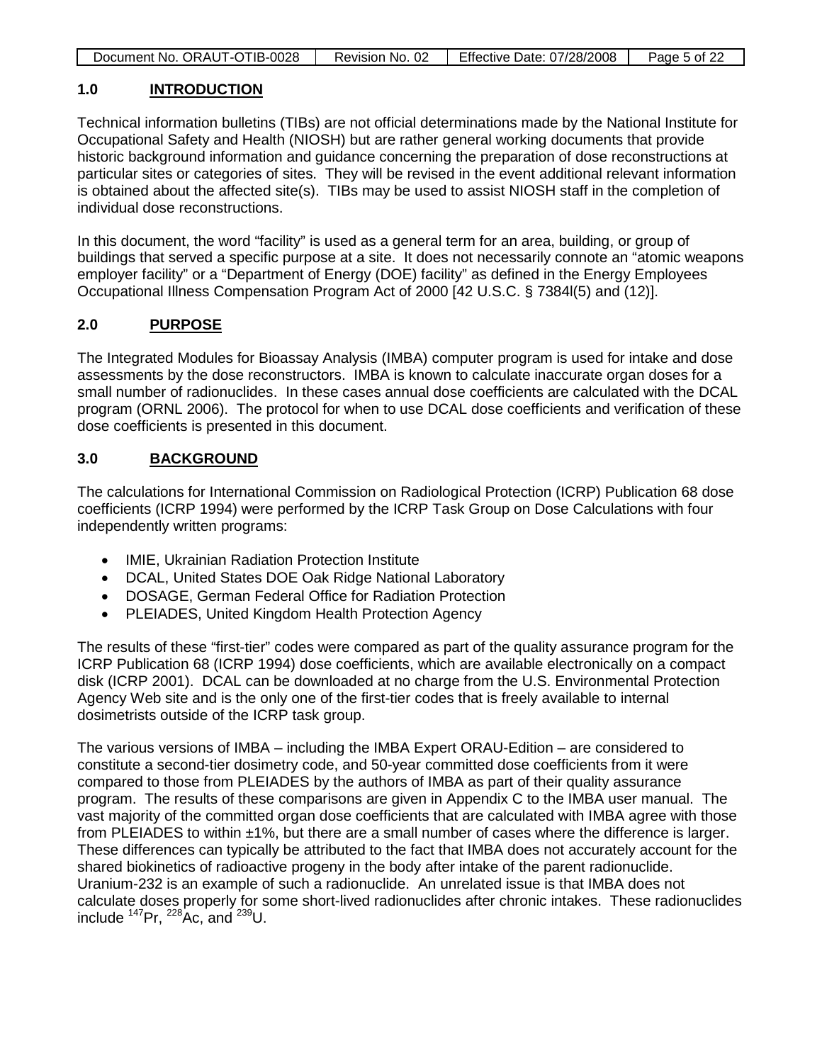## 1.0 INTRODUCTION

Technical information bulletins (TIBs) are not official determinations made by the National Institute for Occupational Safety and Health (NIOSH) but are rather general working documents that provide historic background information and guidance concerning the preparation of dose reconstructions at particular sites or categories of sites. They will be revised in the event additional relevant information is obtained about the affected site(s). TIBs may be used to assist NIOSH staff in the completion of individual dose reconstructions.

In this document, the word "facility" is used as a general term for an area, building, or group of buildings that served a specific purpose at a site. It does not necessarily connote an "atomic weapons employer facility" or a "Department of Energy (DOE) facility" as defined in the Energy Employees Occupational Illness Compensation Program Act of 2000 [42 U.S.C. § 7384l(5) and (12)].

## 2.0 PURPOSE

The Integrated Modules for Bioassay Analysis (IMBA) computer program is used for intake and dose assessments by the dose reconstructors. IMBA is known to calculate inaccurate organ doses for a small number of radionuclides. In these cases annual dose coefficients are calculated with the DCAL program (ORNL 2006). The protocol for when to use DCAL dose coefficients and verification of these dose coefficients is presented in this document.

## 3.0 BACKGROUND

The calculations for International Commission on Radiological Protection (ICRP) Publication 68 dose coefficients (ICRP 1994) were performed by the ICRP Task Group on Dose Calculations with four independently written programs:

- IMIE, Ukrainian Radiation Protection Institute
- DCAL, United States DOE Oak Ridge National Laboratory
- DOSAGE, German Federal Office for Radiation Protection
- PLEIADES, United Kingdom Health Protection Agency

The results of these "first-tier" codes were compared as part of the quality assurance program for the ICRP Publication 68 (ICRP 1994) dose coefficients, which are available electronically on a compact disk (ICRP 2001). DCAL can be downloaded at no charge from the U.S. Environmental Protection Agency Web site and is the only one of the first-tier codes that is freely available to internal dosimetrists outside of the ICRP task group.

The various versions of IMBA – including the IMBA Expert ORAU-Edition – are considered to constitute a second-tier dosimetry code, and 50-year committed dose coefficients from it were compared to those from PLEIADES by the authors of IMBA as part of their quality assurance program. The results of these comparisons are given in Appendix C to the IMBA user manual. The vast majority of the committed organ dose coefficients that are calculated with IMBA agree with those from PLEIADES to within ±1%, but there are a small number of cases where the difference is larger. These differences can typically be attributed to the fact that IMBA does not accurately account for the shared biokinetics of radioactive progeny in the body after intake of the parent radionuclide. Uranium-232 is an example of such a radionuclide. An unrelated issue is that IMBA does not calculate doses properly for some short-lived radionuclides after chronic intakes. These radionuclides include $^{147}$Pr, $^{228}$Ac, and $^{239}$U.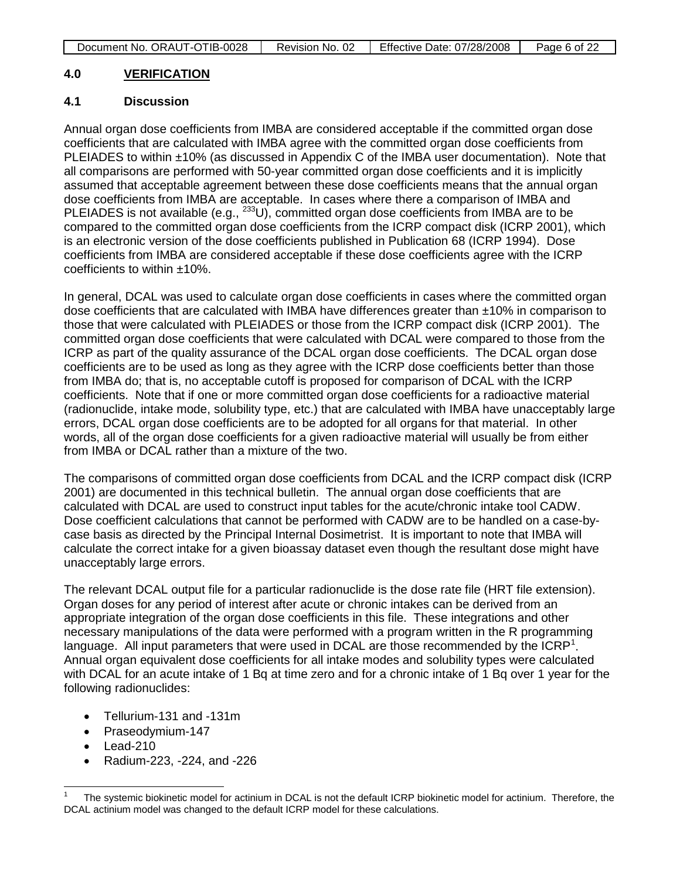## 4.0 VERIFICATION

### 4.1 Discussion

Annual organ dose coefficients from IMBA are considered acceptable if the committed organ dose coefficients that are calculated with IMBA agree with the committed organ dose coefficients from PLEIADES to within ±10% (as discussed in Appendix C of the IMBA user documentation). Note that all comparisons are performed with 50-year committed organ dose coefficients and it is implicitly assumed that acceptable agreement between these dose coefficients means that the annual organ dose coefficients from IMBA are acceptable. In cases where there a comparison of IMBA and PLEIADES is not available (e.g., $^{233}$U), committed organ dose coefficients from IMBA are to be compared to the committed organ dose coefficients from the ICRP compact disk (ICRP 2001), which is an electronic version of the dose coefficients published in Publication 68 (ICRP 1994). Dose coefficients from IMBA are considered acceptable if these dose coefficients agree with the ICRP coefficients to within ±10%.

In general, DCAL was used to calculate organ dose coefficients in cases where the committed organ dose coefficients that are calculated with IMBA have differences greater than ±10% in comparison to those that were calculated with PLEIADES or those from the ICRP compact disk (ICRP 2001). The committed organ dose coefficients that were calculated with DCAL were compared to those from the ICRP as part of the quality assurance of the DCAL organ dose coefficients. The DCAL organ dose coefficients are to be used as long as they agree with the ICRP dose coefficients better than those from IMBA do; that is, no acceptable cutoff is proposed for comparison of DCAL with the ICRP coefficients. Note that if one or more committed organ dose coefficients for a radioactive material (radionuclide, intake mode, solubility type, etc.) that are calculated with IMBA have unacceptably large errors, DCAL organ dose coefficients are to be adopted for all organs for that material. In other words, all of the organ dose coefficients for a given radioactive material will usually be from either from IMBA or DCAL rather than a mixture of the two.

The comparisons of committed organ dose coefficients from DCAL and the ICRP compact disk (ICRP 2001) are documented in this technical bulletin. The annual organ dose coefficients that are calculated with DCAL are used to construct input tables for the acute/chronic intake tool CADW. Dose coefficient calculations that cannot be performed with CADW are to be handled on a case-by-case basis as directed by the Principal Internal Dosimetrist. It is important to note that IMBA will calculate the correct intake for a given bioassay dataset even though the resultant dose might have unacceptably large errors.

The relevant DCAL output file for a particular radionuclide is the dose rate file (HRT file extension). Organ doses for any period of interest after acute or chronic intakes can be derived from an appropriate integration of the organ dose coefficients in this file. These integrations and other necessary manipulations of the data were performed with a program written in the R programming language. All input parameters that were used in DCAL are those recommended by the ICRP[1]. Annual organ equivalent dose coefficients for all intake modes and solubility types were calculated with DCAL for an acute intake of 1 Bq at time zero and for a chronic intake of 1 Bq over 1 year for the following radionuclides:

- Tellurium-131 and -131m
- Praseodymium-147
- Lead-210
- Radium-223, -224, and -226

[1] The systemic biokinetic model for actinium in DCAL is not the default ICRP biokinetic model for actinium. Therefore, the DCAL actinium model was changed to the default ICRP model for these calculations.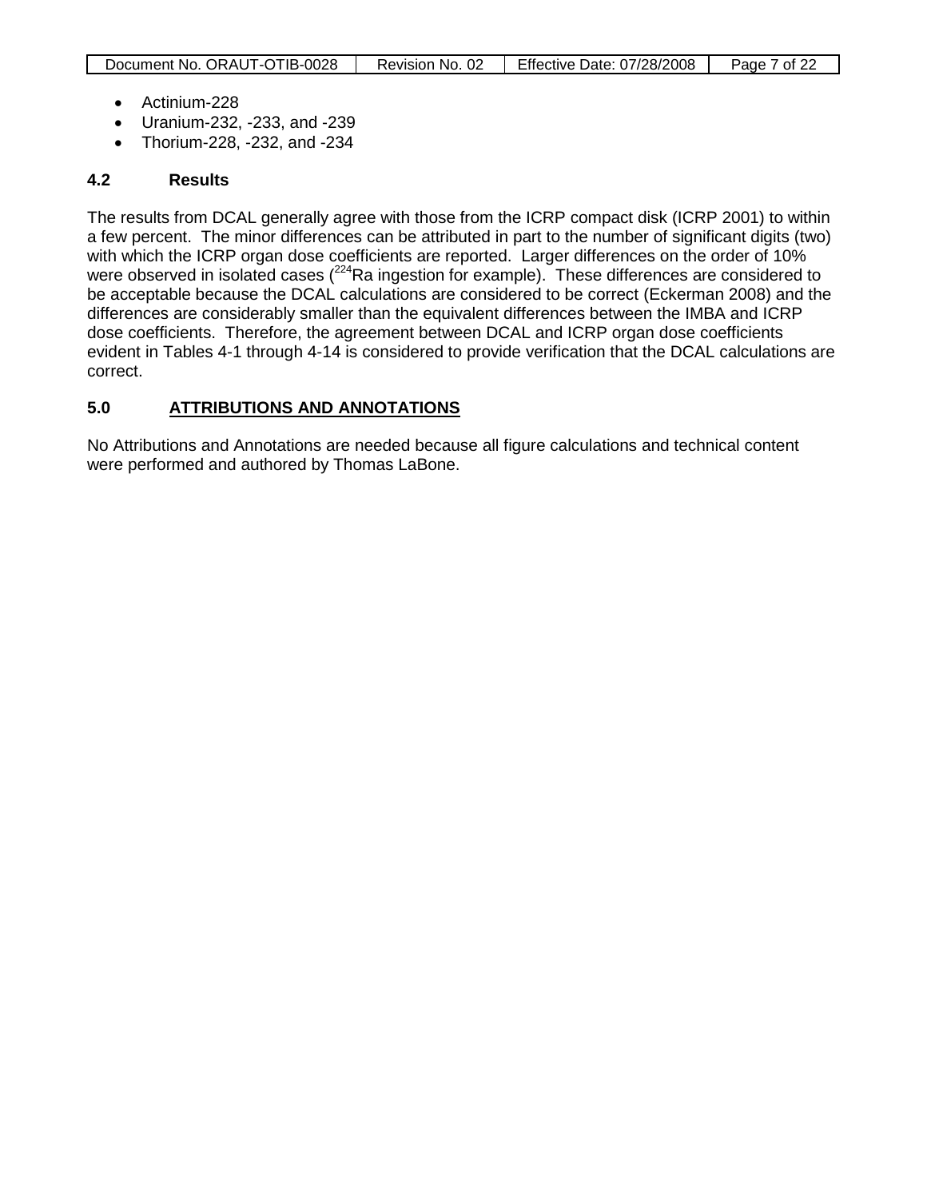- Actinium-228
- Uranium-232, -233, and -239
- Thorium-228, -232, and -234

### 4.2 Results

The results from DCAL generally agree with those from the ICRP compact disk (ICRP 2001) to within a few percent. The minor differences can be attributed in part to the number of significant digits (two) with which the ICRP organ dose coefficients are reported. Larger differences on the order of 10% were observed in isolated cases ($^{224}$Ra ingestion for example). These differences are considered to be acceptable because the DCAL calculations are considered to be correct (Eckerman 2008) and the differences are considerably smaller than the equivalent differences between the IMBA and ICRP dose coefficients. Therefore, the agreement between DCAL and ICRP organ dose coefficients evident in Tables 4-1 through 4-14 is considered to provide verification that the DCAL calculations are correct.

## 5.0 ATTRIBUTIONS AND ANNOTATIONS

No Attributions and Annotations are needed because all figure calculations and technical content were performed and authored by Thomas LaBone.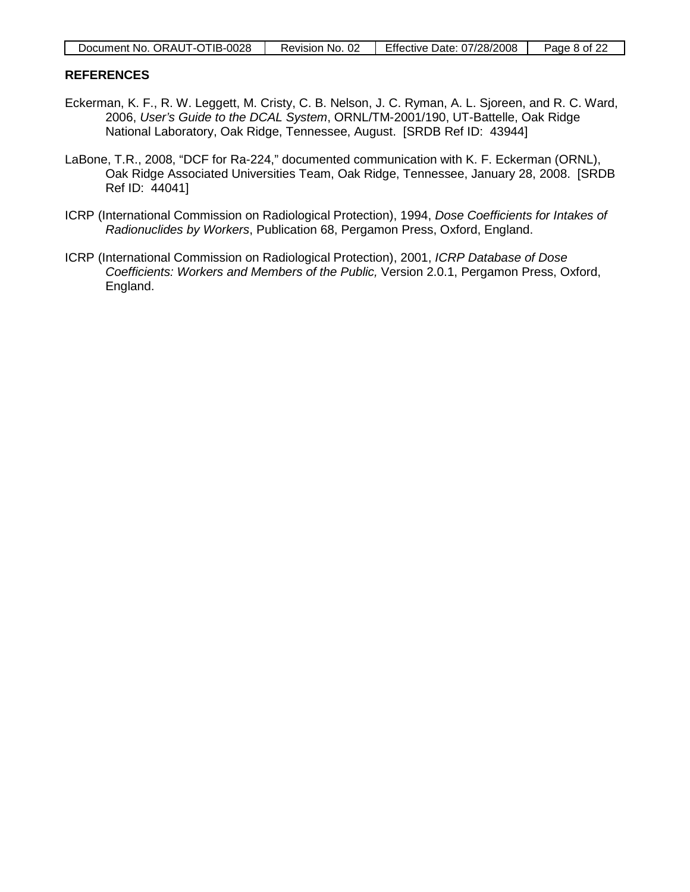## REFERENCES

Eckerman, K. F., R. W. Leggett, M. Cristy, C. B. Nelson, J. C. Ryman, A. L. Sjoreen, and R. C. Ward, 2006, *User's Guide to the DCAL System*, ORNL/TM-2001/190, UT-Battelle, Oak Ridge National Laboratory, Oak Ridge, Tennessee, August. [SRDB Ref ID: 43944]

LaBone, T.R., 2008, "DCF for Ra-224," documented communication with K. F. Eckerman (ORNL), Oak Ridge Associated Universities Team, Oak Ridge, Tennessee, January 28, 2008. [SRDB Ref ID: 44041]

ICRP (International Commission on Radiological Protection), 1994, *Dose Coefficients for Intakes of Radionuclides by Workers*, Publication 68, Pergamon Press, Oxford, England.

ICRP (International Commission on Radiological Protection), 2001, *ICRP Database of Dose Coefficients: Workers and Members of the Public,* Version 2.0.1, Pergamon Press, Oxford, England.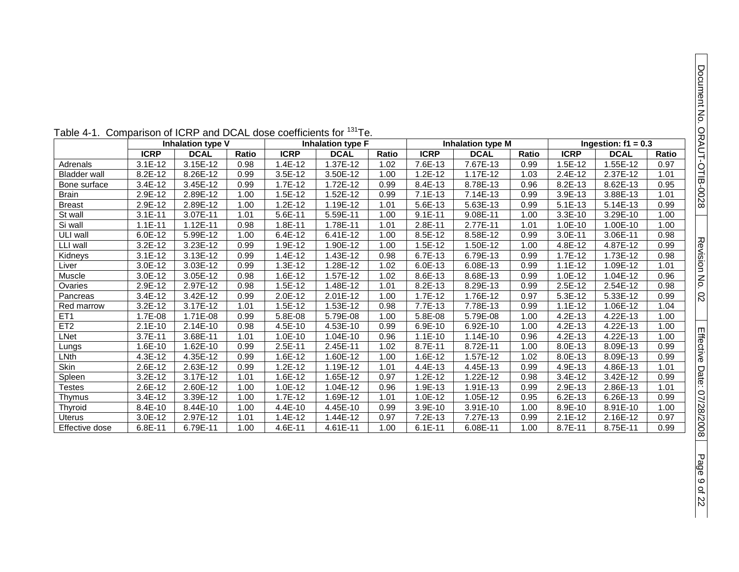Table 4-1. Comparison of ICRP and DCAL dose coefficients for $^{131}$Te.

| | Inhalation type V | | | Inhalation type F | | | Inhalation type M | | | Ingestion: f1 = 0.3 | | |
|---|---|---|---|---|---|---|---|---|---|---|---|---|
| | **ICRP** | **DCAL** | **Ratio** | **ICRP** | **DCAL** | **Ratio** | **ICRP** | **DCAL** | **Ratio** | **ICRP** | **DCAL** | **Ratio** |
| Adrenals | 3.1E-12 | 3.15E-12 | 0.98 | 1.4E-12 | 1.37E-12 | 1.02 | 7.6E-13 | 7.67E-13 | 0.99 | 1.5E-12 | 1.55E-12 | 0.97 |
| Bladder wall | 8.2E-12 | 8.26E-12 | 0.99 | 3.5E-12 | 3.50E-12 | 1.00 | 1.2E-12 | 1.17E-12 | 1.03 | 2.4E-12 | 2.37E-12 | 1.01 |
| Bone surface | 3.4E-12 | 3.45E-12 | 0.99 | 1.7E-12 | 1.72E-12 | 0.99 | 8.4E-13 | 8.78E-13 | 0.96 | 8.2E-13 | 8.62E-13 | 0.95 |
| Brain | 2.9E-12 | 2.89E-12 | 1.00 | 1.5E-12 | 1.52E-12 | 0.99 | 7.1E-13 | 7.14E-13 | 0.99 | 3.9E-13 | 3.88E-13 | 1.01 |
| Breast | 2.9E-12 | 2.89E-12 | 1.00 | 1.2E-12 | 1.19E-12 | 1.01 | 5.6E-13 | 5.63E-13 | 0.99 | 5.1E-13 | 5.14E-13 | 0.99 |
| St wall | 3.1E-11 | 3.07E-11 | 1.01 | 5.6E-11 | 5.59E-11 | 1.00 | 9.1E-11 | 9.08E-11 | 1.00 | 3.3E-10 | 3.29E-10 | 1.00 |
| Si wall | 1.1E-11 | 1.12E-11 | 0.98 | 1.8E-11 | 1.78E-11 | 1.01 | 2.8E-11 | 2.77E-11 | 1.01 | 1.0E-10 | 1.00E-10 | 1.00 |
| ULI wall | 6.0E-12 | 5.99E-12 | 1.00 | 6.4E-12 | 6.41E-12 | 1.00 | 8.5E-12 | 8.58E-12 | 0.99 | 3.0E-11 | 3.06E-11 | 0.98 |
| LLI wall | 3.2E-12 | 3.23E-12 | 0.99 | 1.9E-12 | 1.90E-12 | 1.00 | 1.5E-12 | 1.50E-12 | 1.00 | 4.8E-12 | 4.87E-12 | 0.99 |
| Kidneys | 3.1E-12 | 3.13E-12 | 0.99 | 1.4E-12 | 1.43E-12 | 0.98 | 6.7E-13 | 6.79E-13 | 0.99 | 1.7E-12 | 1.73E-12 | 0.98 |
| Liver | 3.0E-12 | 3.03E-12 | 0.99 | 1.3E-12 | 1.28E-12 | 1.02 | 6.0E-13 | 6.08E-13 | 0.99 | 1.1E-12 | 1.09E-12 | 1.01 |
| Muscle | 3.0E-12 | 3.05E-12 | 0.98 | 1.6E-12 | 1.57E-12 | 1.02 | 8.6E-13 | 8.68E-13 | 0.99 | 1.0E-12 | 1.04E-12 | 0.96 |
| Ovaries | 2.9E-12 | 2.97E-12 | 0.98 | 1.5E-12 | 1.48E-12 | 1.01 | 8.2E-13 | 8.29E-13 | 0.99 | 2.5E-12 | 2.54E-12 | 0.98 |
| Pancreas | 3.4E-12 | 3.42E-12 | 0.99 | 2.0E-12 | 2.01E-12 | 1.00 | 1.7E-12 | 1.76E-12 | 0.97 | 5.3E-12 | 5.33E-12 | 0.99 |
| Red marrow | 3.2E-12 | 3.17E-12 | 1.01 | 1.5E-12 | 1.53E-12 | 0.98 | 7.7E-13 | 7.78E-13 | 0.99 | 1.1E-12 | 1.06E-12 | 1.04 |
| ET1 | 1.7E-08 | 1.71E-08 | 0.99 | 5.8E-08 | 5.79E-08 | 1.00 | 5.8E-08 | 5.79E-08 | 1.00 | 4.2E-13 | 4.22E-13 | 1.00 |
| ET2 | 2.1E-10 | 2.14E-10 | 0.98 | 4.5E-10 | 4.53E-10 | 0.99 | 6.9E-10 | 6.92E-10 | 1.00 | 4.2E-13 | 4.22E-13 | 1.00 |
| LNet | 3.7E-11 | 3.68E-11 | 1.01 | 1.0E-10 | 1.04E-10 | 0.96 | 1.1E-10 | 1.14E-10 | 0.96 | 4.2E-13 | 4.22E-13 | 1.00 |
| Lungs | 1.6E-10 | 1.62E-10 | 0.99 | 2.5E-11 | 2.45E-11 | 1.02 | 8.7E-11 | 8.72E-11 | 1.00 | 8.0E-13 | 8.09E-13 | 0.99 |
| LNth | 4.3E-12 | 4.35E-12 | 0.99 | 1.6E-12 | 1.60E-12 | 1.00 | 1.6E-12 | 1.57E-12 | 1.02 | 8.0E-13 | 8.09E-13 | 0.99 |
| Skin | 2.6E-12 | 2.63E-12 | 0.99 | 1.2E-12 | 1.19E-12 | 1.01 | 4.4E-13 | 4.45E-13 | 0.99 | 4.9E-13 | 4.86E-13 | 1.01 |
| Spleen | 3.2E-12 | 3.17E-12 | 1.01 | 1.6E-12 | 1.65E-12 | 0.97 | 1.2E-12 | 1.22E-12 | 0.98 | 3.4E-12 | 3.42E-12 | 0.99 |
| Testes | 2.6E-12 | 2.60E-12 | 1.00 | 1.0E-12 | 1.04E-12 | 0.96 | 1.9E-13 | 1.91E-13 | 0.99 | 2.9E-13 | 2.86E-13 | 1.01 |
| Thymus | 3.4E-12 | 3.39E-12 | 1.00 | 1.7E-12 | 1.69E-12 | 1.01 | 1.0E-12 | 1.05E-12 | 0.95 | 6.2E-13 | 6.26E-13 | 0.99 |
| Thyroid | 8.4E-10 | 8.44E-10 | 1.00 | 4.4E-10 | 4.45E-10 | 0.99 | 3.9E-10 | 3.91E-10 | 1.00 | 8.9E-10 | 8.91E-10 | 1.00 |
| Uterus | 3.0E-12 | 2.97E-12 | 1.01 | 1.4E-12 | 1.44E-12 | 0.97 | 7.2E-13 | 7.27E-13 | 0.99 | 2.1E-12 | 2.16E-12 | 0.97 |
| Effective dose | 6.8E-11 | 6.79E-11 | 1.00 | 4.6E-11 | 4.61E-11 | 1.00 | 6.1E-11 | 6.08E-11 | 1.00 | 8.7E-11 | 8.75E-11 | 0.99 |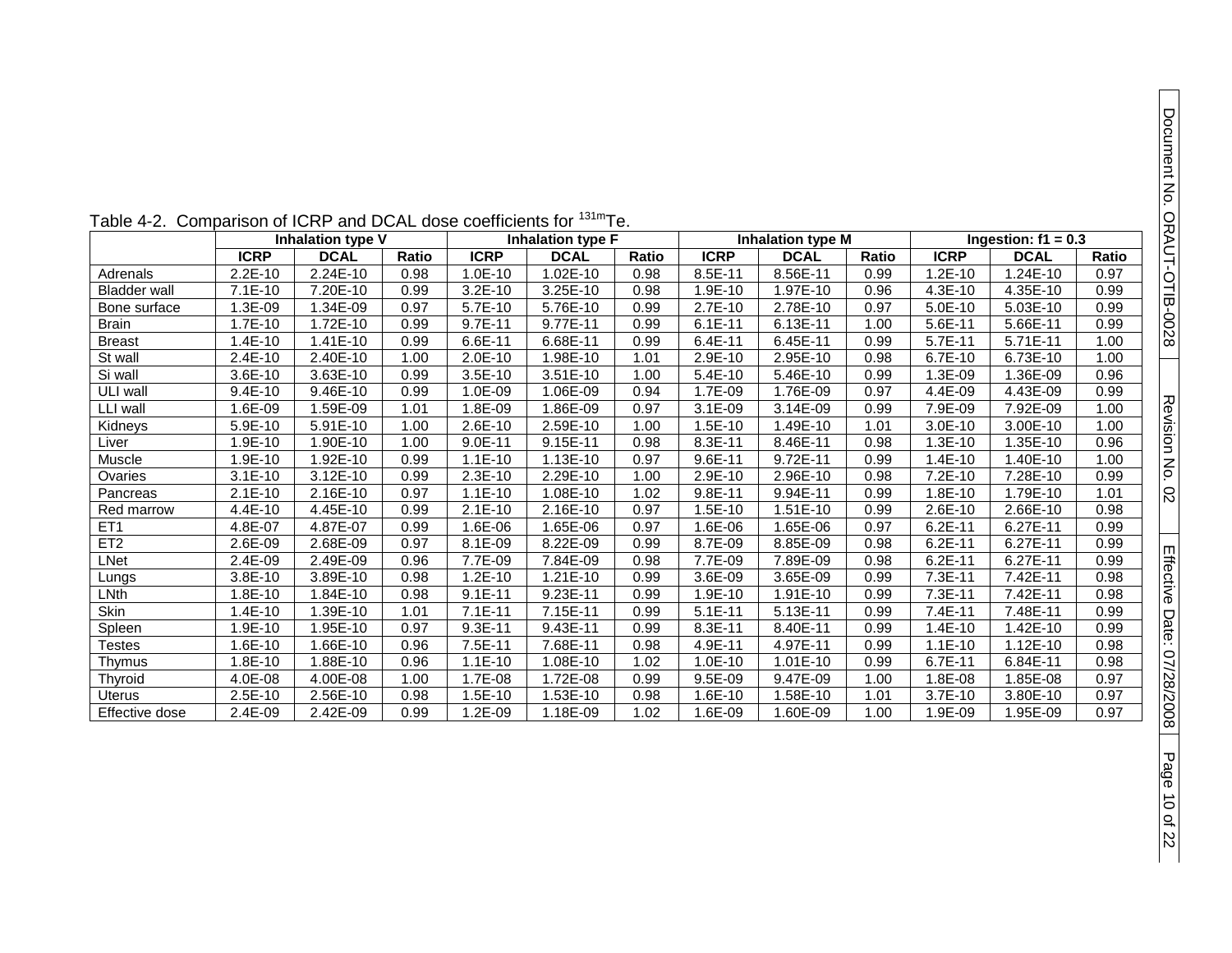Table 4-2. Comparison of ICRP and DCAL dose coefficients for $^{131m}$Te.

| | Inhalation type V | | | Inhalation type F | | | Inhalation type M | | | Ingestion: f1 = 0.3 | | |
|---|---|---|---|---|---|---|---|---|---|---|---|---|
| | ICRP | DCAL | Ratio | ICRP | DCAL | Ratio | ICRP | DCAL | Ratio | ICRP | DCAL | Ratio |
| Adrenals | 2.2E-10 | 2.24E-10 | 0.98 | 1.0E-10 | 1.02E-10 | 0.98 | 8.5E-11 | 8.56E-11 | 0.99 | 1.2E-10 | 1.24E-10 | 0.97 |
| Bladder wall | 7.1E-10 | 7.20E-10 | 0.99 | 3.2E-10 | 3.25E-10 | 0.98 | 1.9E-10 | 1.97E-10 | 0.96 | 4.3E-10 | 4.35E-10 | 0.99 |
| Bone surface | 1.3E-09 | 1.34E-09 | 0.97 | 5.7E-10 | 5.76E-10 | 0.99 | 2.7E-10 | 2.78E-10 | 0.97 | 5.0E-10 | 5.03E-10 | 0.99 |
| Brain | 1.7E-10 | 1.72E-10 | 0.99 | 9.7E-11 | 9.77E-11 | 0.99 | 6.1E-11 | 6.13E-11 | 1.00 | 5.6E-11 | 5.66E-11 | 0.99 |
| Breast | 1.4E-10 | 1.41E-10 | 0.99 | 6.6E-11 | 6.68E-11 | 0.99 | 6.4E-11 | 6.45E-11 | 0.99 | 5.7E-11 | 5.71E-11 | 1.00 |
| St wall | 2.4E-10 | 2.40E-10 | 1.00 | 2.0E-10 | 1.98E-10 | 1.01 | 2.9E-10 | 2.95E-10 | 0.98 | 6.7E-10 | 6.73E-10 | 1.00 |
| Si wall | 3.6E-10 | 3.63E-10 | 0.99 | 3.5E-10 | 3.51E-10 | 1.00 | 5.4E-10 | 5.46E-10 | 0.99 | 1.3E-09 | 1.36E-09 | 0.96 |
| ULI wall | 9.4E-10 | 9.46E-10 | 0.99 | 1.0E-09 | 1.06E-09 | 0.94 | 1.7E-09 | 1.76E-09 | 0.97 | 4.4E-09 | 4.43E-09 | 0.99 |
| LLI wall | 1.6E-09 | 1.59E-09 | 1.01 | 1.8E-09 | 1.86E-09 | 0.97 | 3.1E-09 | 3.14E-09 | 0.99 | 7.9E-09 | 7.92E-09 | 1.00 |
| Kidneys | 5.9E-10 | 5.91E-10 | 1.00 | 2.6E-10 | 2.59E-10 | 1.00 | 1.5E-10 | 1.49E-10 | 1.01 | 3.0E-10 | 3.00E-10 | 1.00 |
| Liver | 1.9E-10 | 1.90E-10 | 1.00 | 9.0E-11 | 9.15E-11 | 0.98 | 8.3E-11 | 8.46E-11 | 0.98 | 1.3E-10 | 1.35E-10 | 0.96 |
| Muscle | 1.9E-10 | 1.92E-10 | 0.99 | 1.1E-10 | 1.13E-10 | 0.97 | 9.6E-11 | 9.72E-11 | 0.99 | 1.4E-10 | 1.40E-10 | 1.00 |
| Ovaries | 3.1E-10 | 3.12E-10 | 0.99 | 2.3E-10 | 2.29E-10 | 1.00 | 2.9E-10 | 2.96E-10 | 0.98 | 7.2E-10 | 7.28E-10 | 0.99 |
| Pancreas | 2.1E-10 | 2.16E-10 | 0.97 | 1.1E-10 | 1.08E-10 | 1.02 | 9.8E-11 | 9.94E-11 | 0.99 | 1.8E-10 | 1.79E-10 | 1.01 |
| Red marrow | 4.4E-10 | 4.45E-10 | 0.99 | 2.1E-10 | 2.16E-10 | 0.97 | 1.5E-10 | 1.51E-10 | 0.99 | 2.6E-10 | 2.66E-10 | 0.98 |
| ET1 | 4.8E-07 | 4.87E-07 | 0.99 | 1.6E-06 | 1.65E-06 | 0.97 | 1.6E-06 | 1.65E-06 | 0.97 | 6.2E-11 | 6.27E-11 | 0.99 |
| ET2 | 2.6E-09 | 2.68E-09 | 0.97 | 8.1E-09 | 8.22E-09 | 0.99 | 8.7E-09 | 8.85E-09 | 0.98 | 6.2E-11 | 6.27E-11 | 0.99 |
| LNet | 2.4E-09 | 2.49E-09 | 0.96 | 7.7E-09 | 7.84E-09 | 0.98 | 7.7E-09 | 7.89E-09 | 0.98 | 6.2E-11 | 6.27E-11 | 0.99 |
| Lungs | 3.8E-10 | 3.89E-10 | 0.98 | 1.2E-10 | 1.21E-10 | 0.99 | 3.6E-09 | 3.65E-09 | 0.99 | 7.3E-11 | 7.42E-11 | 0.98 |
| LNth | 1.8E-10 | 1.84E-10 | 0.98 | 9.1E-11 | 9.23E-11 | 0.99 | 1.9E-10 | 1.91E-10 | 0.99 | 7.3E-11 | 7.42E-11 | 0.98 |
| Skin | 1.4E-10 | 1.39E-10 | 1.01 | 7.1E-11 | 7.15E-11 | 0.99 | 5.1E-11 | 5.13E-11 | 0.99 | 7.4E-11 | 7.48E-11 | 0.99 |
| Spleen | 1.9E-10 | 1.95E-10 | 0.97 | 9.3E-11 | 9.43E-11 | 0.99 | 8.3E-11 | 8.40E-11 | 0.99 | 1.4E-10 | 1.42E-10 | 0.99 |
| Testes | 1.6E-10 | 1.66E-10 | 0.96 | 7.5E-11 | 7.68E-11 | 0.98 | 4.9E-11 | 4.97E-11 | 0.99 | 1.1E-10 | 1.12E-10 | 0.98 |
| Thymus | 1.8E-10 | 1.88E-10 | 0.96 | 1.1E-10 | 1.08E-10 | 1.02 | 1.0E-10 | 1.01E-10 | 0.99 | 6.7E-11 | 6.84E-11 | 0.98 |
| Thyroid | 4.0E-08 | 4.00E-08 | 1.00 | 1.7E-08 | 1.72E-08 | 0.99 | 9.5E-09 | 9.47E-09 | 1.00 | 1.8E-08 | 1.85E-08 | 0.97 |
| Uterus | 2.5E-10 | 2.56E-10 | 0.98 | 1.5E-10 | 1.53E-10 | 0.98 | 1.6E-10 | 1.58E-10 | 1.01 | 3.7E-10 | 3.80E-10 | 0.97 |
| Effective dose | 2.4E-09 | 2.42E-09 | 0.99 | 1.2E-09 | 1.18E-09 | 1.02 | 1.6E-09 | 1.60E-09 | 1.00 | 1.9E-09 | 1.95E-09 | 0.97 |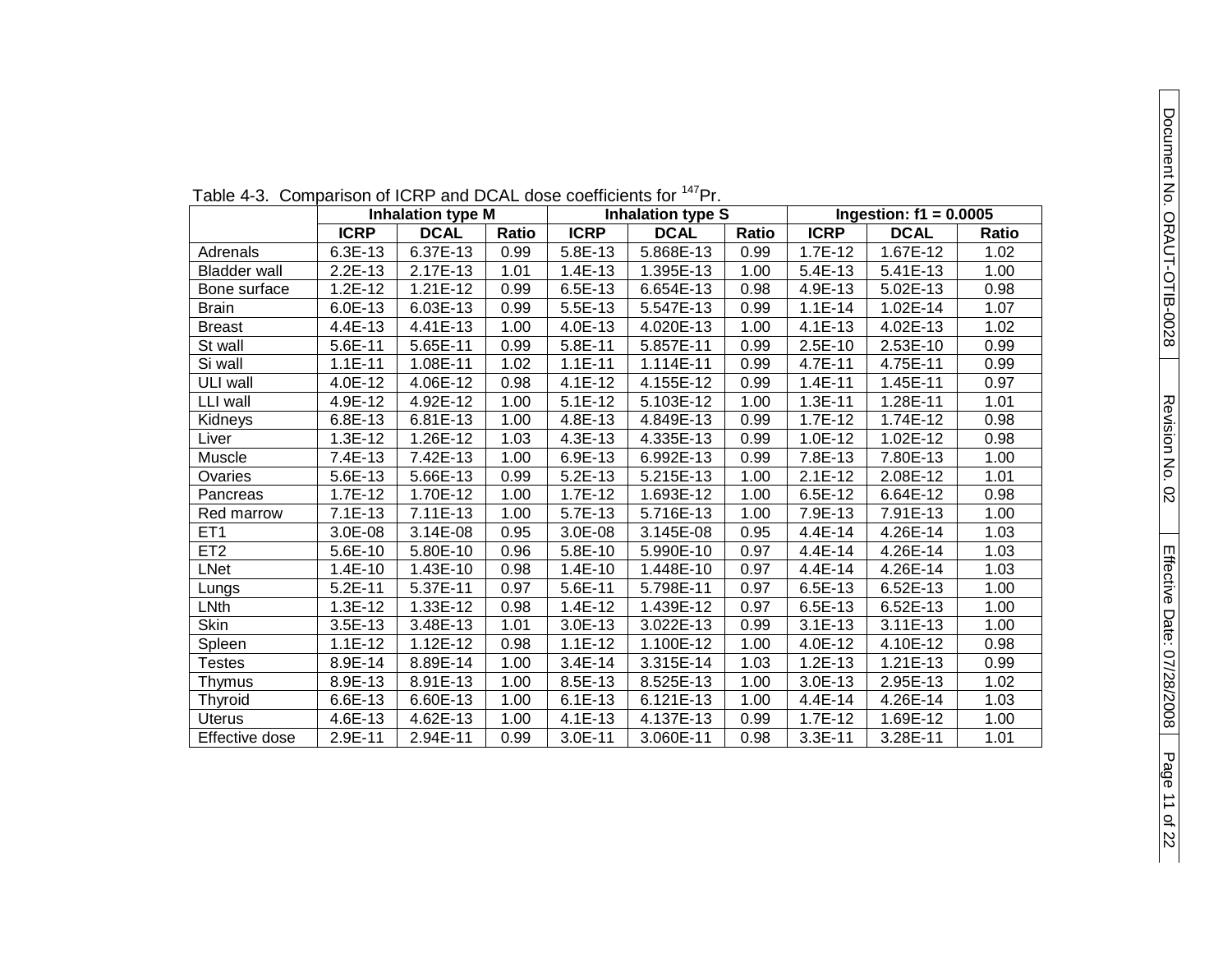Table 4-3. Comparison of ICRP and DCAL dose coefficients for $^{147}$Pr.

| | Inhalation type M | | | Inhalation type S | | | Ingestion: f1 = 0.0005 | | |
|---|---|---|---|---|---|---|---|---|---|
| | **ICRP** | **DCAL** | **Ratio** | **ICRP** | **DCAL** | **Ratio** | **ICRP** | **DCAL** | **Ratio** |
| Adrenals | 6.3E-13 | 6.37E-13 | 0.99 | 5.8E-13 | 5.868E-13 | 0.99 | 1.7E-12 | 1.67E-12 | 1.02 |
| Bladder wall | 2.2E-13 | 2.17E-13 | 1.01 | 1.4E-13 | 1.395E-13 | 1.00 | 5.4E-13 | 5.41E-13 | 1.00 |
| Bone surface | 1.2E-12 | 1.21E-12 | 0.99 | 6.5E-13 | 6.654E-13 | 0.98 | 4.9E-13 | 5.02E-13 | 0.98 |
| Brain | 6.0E-13 | 6.03E-13 | 0.99 | 5.5E-13 | 5.547E-13 | 0.99 | 1.1E-14 | 1.02E-14 | 1.07 |
| Breast | 4.4E-13 | 4.41E-13 | 1.00 | 4.0E-13 | 4.020E-13 | 1.00 | 4.1E-13 | 4.02E-13 | 1.02 |
| St wall | 5.6E-11 | 5.65E-11 | 0.99 | 5.8E-11 | 5.857E-11 | 0.99 | 2.5E-10 | 2.53E-10 | 0.99 |
| Si wall | 1.1E-11 | 1.08E-11 | 1.02 | 1.1E-11 | 1.114E-11 | 0.99 | 4.7E-11 | 4.75E-11 | 0.99 |
| ULI wall | 4.0E-12 | 4.06E-12 | 0.98 | 4.1E-12 | 4.155E-12 | 0.99 | 1.4E-11 | 1.45E-11 | 0.97 |
| LLI wall | 4.9E-12 | 4.92E-12 | 1.00 | 5.1E-12 | 5.103E-12 | 1.00 | 1.3E-11 | 1.28E-11 | 1.01 |
| Kidneys | 6.8E-13 | 6.81E-13 | 1.00 | 4.8E-13 | 4.849E-13 | 0.99 | 1.7E-12 | 1.74E-12 | 0.98 |
| Liver | 1.3E-12 | 1.26E-12 | 1.03 | 4.3E-13 | 4.335E-13 | 0.99 | 1.0E-12 | 1.02E-12 | 0.98 |
| Muscle | 7.4E-13 | 7.42E-13 | 1.00 | 6.9E-13 | 6.992E-13 | 0.99 | 7.8E-13 | 7.80E-13 | 1.00 |
| Ovaries | 5.6E-13 | 5.66E-13 | 0.99 | 5.2E-13 | 5.215E-13 | 1.00 | 2.1E-12 | 2.08E-12 | 1.01 |
| Pancreas | 1.7E-12 | 1.70E-12 | 1.00 | 1.7E-12 | 1.693E-12 | 1.00 | 6.5E-12 | 6.64E-12 | 0.98 |
| Red marrow | 7.1E-13 | 7.11E-13 | 1.00 | 5.7E-13 | 5.716E-13 | 1.00 | 7.9E-13 | 7.91E-13 | 1.00 |
| ET1 | 3.0E-08 | 3.14E-08 | 0.95 | 3.0E-08 | 3.145E-08 | 0.95 | 4.4E-14 | 4.26E-14 | 1.03 |
| ET2 | 5.6E-10 | 5.80E-10 | 0.96 | 5.8E-10 | 5.990E-10 | 0.97 | 4.4E-14 | 4.26E-14 | 1.03 |
| LNet | 1.4E-10 | 1.43E-10 | 0.98 | 1.4E-10 | 1.448E-10 | 0.97 | 4.4E-14 | 4.26E-14 | 1.03 |
| Lungs | 5.2E-11 | 5.37E-11 | 0.97 | 5.6E-11 | 5.798E-11 | 0.97 | 6.5E-13 | 6.52E-13 | 1.00 |
| LNth | 1.3E-12 | 1.33E-12 | 0.98 | 1.4E-12 | 1.439E-12 | 0.97 | 6.5E-13 | 6.52E-13 | 1.00 |
| Skin | 3.5E-13 | 3.48E-13 | 1.01 | 3.0E-13 | 3.022E-13 | 0.99 | 3.1E-13 | 3.11E-13 | 1.00 |
| Spleen | 1.1E-12 | 1.12E-12 | 0.98 | 1.1E-12 | 1.100E-12 | 1.00 | 4.0E-12 | 4.10E-12 | 0.98 |
| Testes | 8.9E-14 | 8.89E-14 | 1.00 | 3.4E-14 | 3.315E-14 | 1.03 | 1.2E-13 | 1.21E-13 | 0.99 |
| Thymus | 8.9E-13 | 8.91E-13 | 1.00 | 8.5E-13 | 8.525E-13 | 1.00 | 3.0E-13 | 2.95E-13 | 1.02 |
| Thyroid | 6.6E-13 | 6.60E-13 | 1.00 | 6.1E-13 | 6.121E-13 | 1.00 | 4.4E-14 | 4.26E-14 | 1.03 |
| Uterus | 4.6E-13 | 4.62E-13 | 1.00 | 4.1E-13 | 4.137E-13 | 0.99 | 1.7E-12 | 1.69E-12 | 1.00 |
| Effective dose | 2.9E-11 | 2.94E-11 | 0.99 | 3.0E-11 | 3.060E-11 | 0.98 | 3.3E-11 | 3.28E-11 | 1.01 |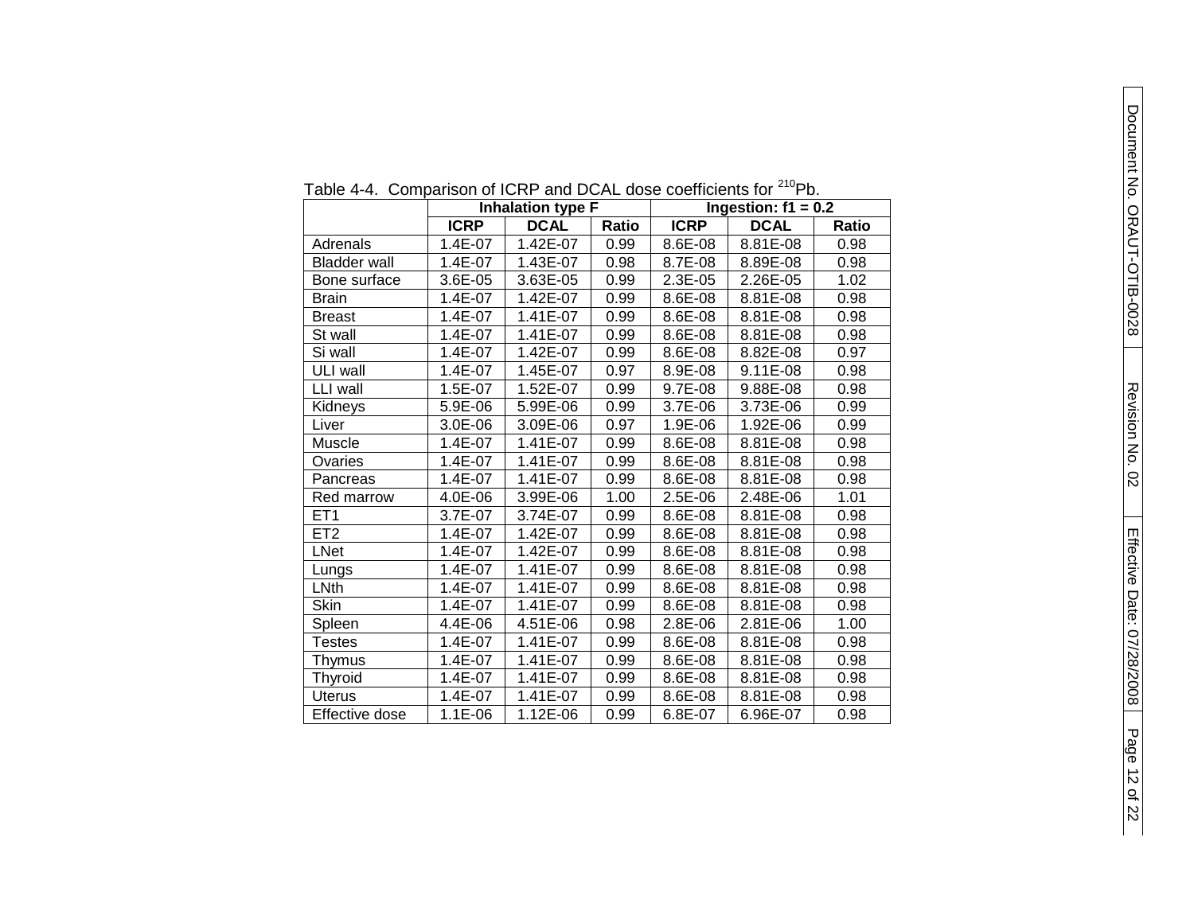Table 4-4. Comparison of ICRP and DCAL dose coefficients for $^{210}$Pb.

| | Inhalation type F | | | Ingestion: f1 = 0.2 | | |
|---|---|---|---|---|---|---|
| | **ICRP** | **DCAL** | **Ratio** | **ICRP** | **DCAL** | **Ratio** |
| Adrenals | 1.4E-07 | 1.42E-07 | 0.99 | 8.6E-08 | 8.81E-08 | 0.98 |
| Bladder wall | 1.4E-07 | 1.43E-07 | 0.98 | 8.7E-08 | 8.89E-08 | 0.98 |
| Bone surface | 3.6E-05 | 3.63E-05 | 0.99 | 2.3E-05 | 2.26E-05 | 1.02 |
| Brain | 1.4E-07 | 1.42E-07 | 0.99 | 8.6E-08 | 8.81E-08 | 0.98 |
| Breast | 1.4E-07 | 1.41E-07 | 0.99 | 8.6E-08 | 8.81E-08 | 0.98 |
| St wall | 1.4E-07 | 1.41E-07 | 0.99 | 8.6E-08 | 8.81E-08 | 0.98 |
| Si wall | 1.4E-07 | 1.42E-07 | 0.99 | 8.6E-08 | 8.82E-08 | 0.97 |
| ULI wall | 1.4E-07 | 1.45E-07 | 0.97 | 8.9E-08 | 9.11E-08 | 0.98 |
| LLI wall | 1.5E-07 | 1.52E-07 | 0.99 | 9.7E-08 | 9.88E-08 | 0.98 |
| Kidneys | 5.9E-06 | 5.99E-06 | 0.99 | 3.7E-06 | 3.73E-06 | 0.99 |
| Liver | 3.0E-06 | 3.09E-06 | 0.97 | 1.9E-06 | 1.92E-06 | 0.99 |
| Muscle | 1.4E-07 | 1.41E-07 | 0.99 | 8.6E-08 | 8.81E-08 | 0.98 |
| Ovaries | 1.4E-07 | 1.41E-07 | 0.99 | 8.6E-08 | 8.81E-08 | 0.98 |
| Pancreas | 1.4E-07 | 1.41E-07 | 0.99 | 8.6E-08 | 8.81E-08 | 0.98 |
| Red marrow | 4.0E-06 | 3.99E-06 | 1.00 | 2.5E-06 | 2.48E-06 | 1.01 |
| ET1 | 3.7E-07 | 3.74E-07 | 0.99 | 8.6E-08 | 8.81E-08 | 0.98 |
| ET2 | 1.4E-07 | 1.42E-07 | 0.99 | 8.6E-08 | 8.81E-08 | 0.98 |
| LNet | 1.4E-07 | 1.42E-07 | 0.99 | 8.6E-08 | 8.81E-08 | 0.98 |
| Lungs | 1.4E-07 | 1.41E-07 | 0.99 | 8.6E-08 | 8.81E-08 | 0.98 |
| LNth | 1.4E-07 | 1.41E-07 | 0.99 | 8.6E-08 | 8.81E-08 | 0.98 |
| Skin | 1.4E-07 | 1.41E-07 | 0.99 | 8.6E-08 | 8.81E-08 | 0.98 |
| Spleen | 4.4E-06 | 4.51E-06 | 0.98 | 2.8E-06 | 2.81E-06 | 1.00 |
| Testes | 1.4E-07 | 1.41E-07 | 0.99 | 8.6E-08 | 8.81E-08 | 0.98 |
| Thymus | 1.4E-07 | 1.41E-07 | 0.99 | 8.6E-08 | 8.81E-08 | 0.98 |
| Thyroid | 1.4E-07 | 1.41E-07 | 0.99 | 8.6E-08 | 8.81E-08 | 0.98 |
| Uterus | 1.4E-07 | 1.41E-07 | 0.99 | 8.6E-08 | 8.81E-08 | 0.98 |
| Effective dose | 1.1E-06 | 1.12E-06 | 0.99 | 6.8E-07 | 6.96E-07 | 0.98 |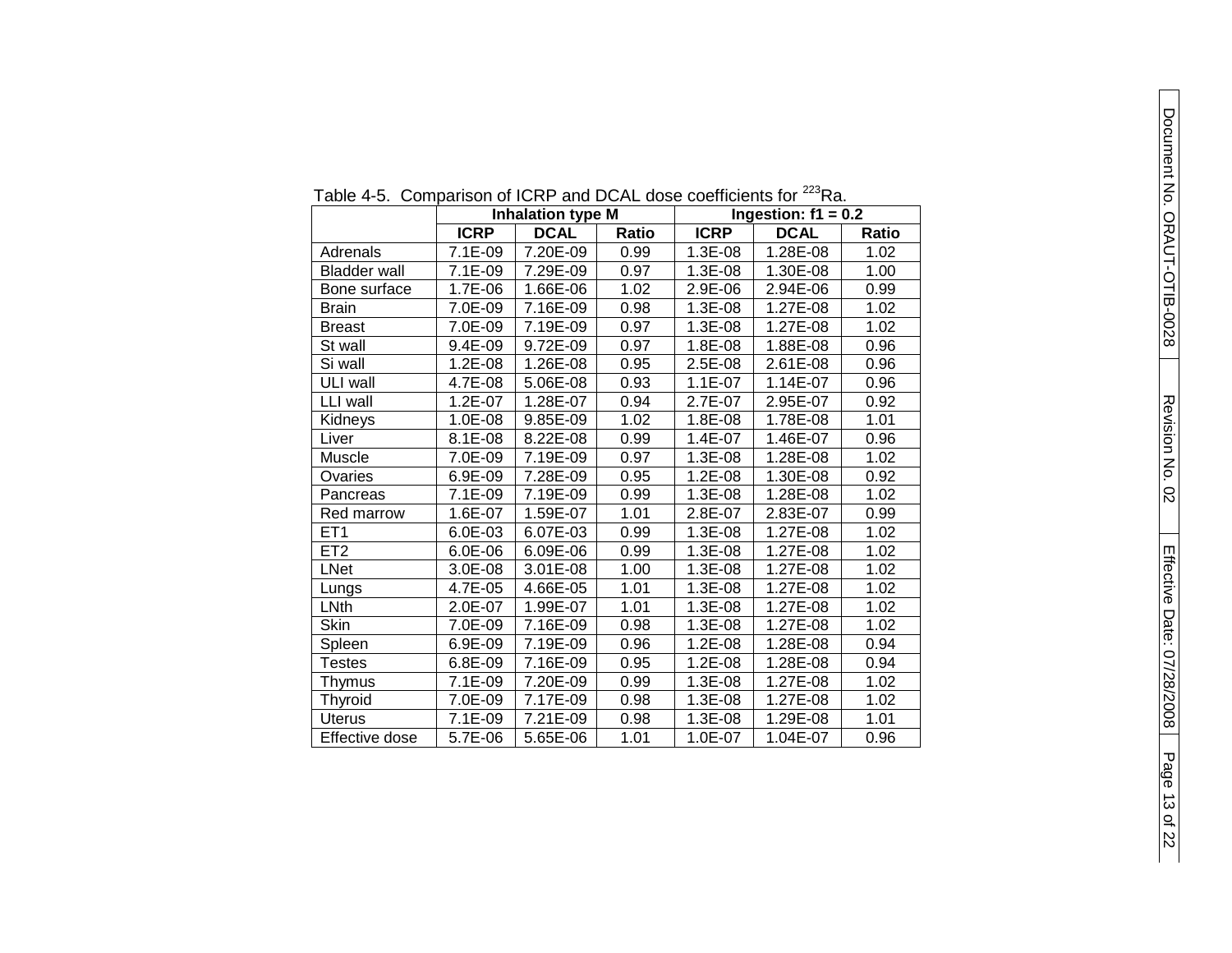Table 4-5. Comparison of ICRP and DCAL dose coefficients for $^{223}$Ra.

| | Inhalation type M | | | Ingestion: f1 = 0.2 | | |
|---|---|---|---|---|---|---|
| | **ICRP** | **DCAL** | **Ratio** | **ICRP** | **DCAL** | **Ratio** |
| Adrenals | 7.1E-09 | 7.20E-09 | 0.99 | 1.3E-08 | 1.28E-08 | 1.02 |
| Bladder wall | 7.1E-09 | 7.29E-09 | 0.97 | 1.3E-08 | 1.30E-08 | 1.00 |
| Bone surface | 1.7E-06 | 1.66E-06 | 1.02 | 2.9E-06 | 2.94E-06 | 0.99 |
| Brain | 7.0E-09 | 7.16E-09 | 0.98 | 1.3E-08 | 1.27E-08 | 1.02 |
| Breast | 7.0E-09 | 7.19E-09 | 0.97 | 1.3E-08 | 1.27E-08 | 1.02 |
| St wall | 9.4E-09 | 9.72E-09 | 0.97 | 1.8E-08 | 1.88E-08 | 0.96 |
| Si wall | 1.2E-08 | 1.26E-08 | 0.95 | 2.5E-08 | 2.61E-08 | 0.96 |
| ULI wall | 4.7E-08 | 5.06E-08 | 0.93 | 1.1E-07 | 1.14E-07 | 0.96 |
| LLI wall | 1.2E-07 | 1.28E-07 | 0.94 | 2.7E-07 | 2.95E-07 | 0.92 |
| Kidneys | 1.0E-08 | 9.85E-09 | 1.02 | 1.8E-08 | 1.78E-08 | 1.01 |
| Liver | 8.1E-08 | 8.22E-08 | 0.99 | 1.4E-07 | 1.46E-07 | 0.96 |
| Muscle | 7.0E-09 | 7.19E-09 | 0.97 | 1.3E-08 | 1.28E-08 | 1.02 |
| Ovaries | 6.9E-09 | 7.28E-09 | 0.95 | 1.2E-08 | 1.30E-08 | 0.92 |
| Pancreas | 7.1E-09 | 7.19E-09 | 0.99 | 1.3E-08 | 1.28E-08 | 1.02 |
| Red marrow | 1.6E-07 | 1.59E-07 | 1.01 | 2.8E-07 | 2.83E-07 | 0.99 |
| ET1 | 6.0E-03 | 6.07E-03 | 0.99 | 1.3E-08 | 1.27E-08 | 1.02 |
| ET2 | 6.0E-06 | 6.09E-06 | 0.99 | 1.3E-08 | 1.27E-08 | 1.02 |
| LNet | 3.0E-08 | 3.01E-08 | 1.00 | 1.3E-08 | 1.27E-08 | 1.02 |
| Lungs | 4.7E-05 | 4.66E-05 | 1.01 | 1.3E-08 | 1.27E-08 | 1.02 |
| LNth | 2.0E-07 | 1.99E-07 | 1.01 | 1.3E-08 | 1.27E-08 | 1.02 |
| Skin | 7.0E-09 | 7.16E-09 | 0.98 | 1.3E-08 | 1.27E-08 | 1.02 |
| Spleen | 6.9E-09 | 7.19E-09 | 0.96 | 1.2E-08 | 1.28E-08 | 0.94 |
| Testes | 6.8E-09 | 7.16E-09 | 0.95 | 1.2E-08 | 1.28E-08 | 0.94 |
| Thymus | 7.1E-09 | 7.20E-09 | 0.99 | 1.3E-08 | 1.27E-08 | 1.02 |
| Thyroid | 7.0E-09 | 7.17E-09 | 0.98 | 1.3E-08 | 1.27E-08 | 1.02 |
| Uterus | 7.1E-09 | 7.21E-09 | 0.98 | 1.3E-08 | 1.29E-08 | 1.01 |
| Effective dose | 5.7E-06 | 5.65E-06 | 1.01 | 1.0E-07 | 1.04E-07 | 0.96 |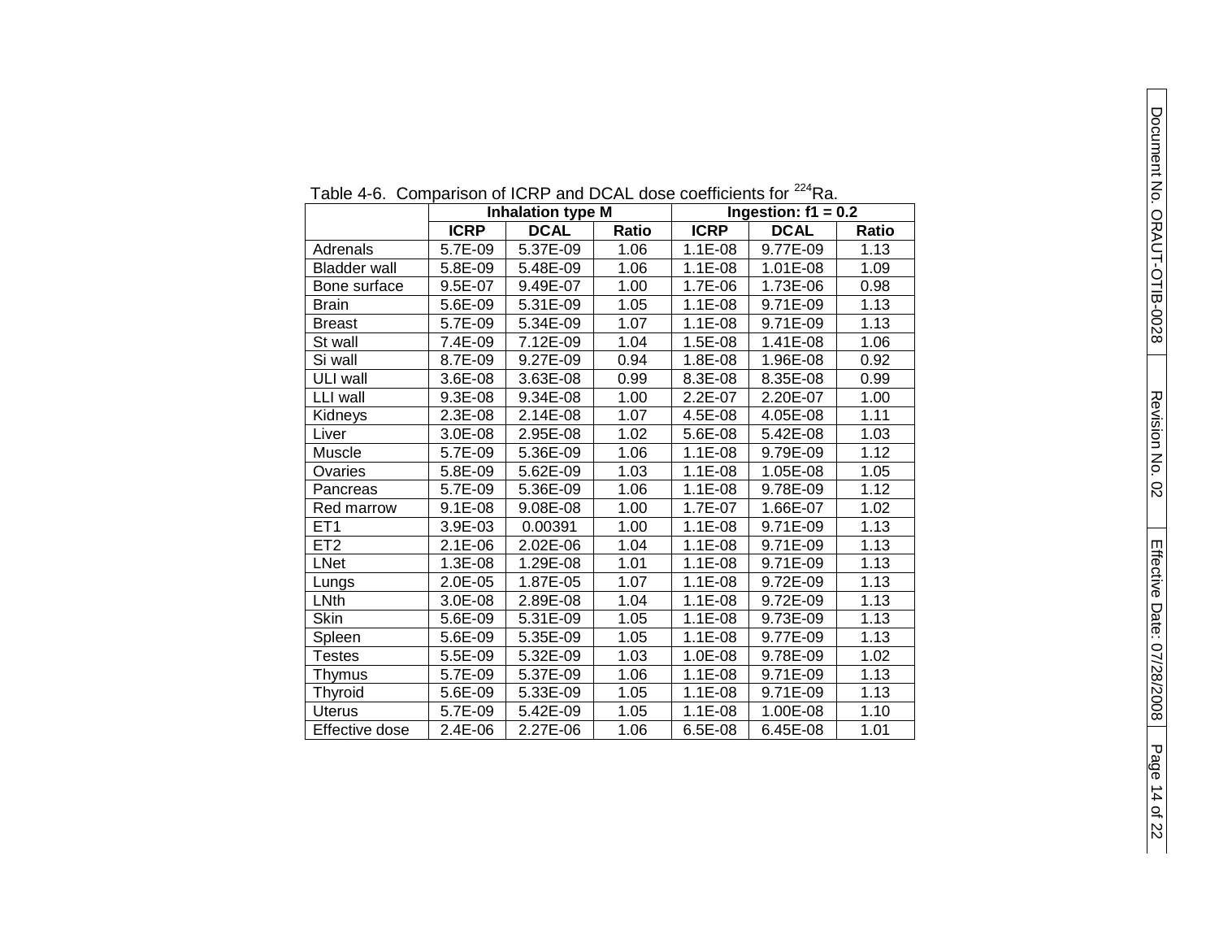Table 4-6. Comparison of ICRP and DCAL dose coefficients for $^{224}$Ra.

| | Inhalation type M | | | Ingestion: f1 = 0.2 | | |
|---|---|---|---|---|---|---|
| | **ICRP** | **DCAL** | **Ratio** | **ICRP** | **DCAL** | **Ratio** |
| Adrenals | 5.7E-09 | 5.37E-09 | 1.06 | 1.1E-08 | 9.77E-09 | 1.13 |
| Bladder wall | 5.8E-09 | 5.48E-09 | 1.06 | 1.1E-08 | 1.01E-08 | 1.09 |
| Bone surface | 9.5E-07 | 9.49E-07 | 1.00 | 1.7E-06 | 1.73E-06 | 0.98 |
| Brain | 5.6E-09 | 5.31E-09 | 1.05 | 1.1E-08 | 9.71E-09 | 1.13 |
| Breast | 5.7E-09 | 5.34E-09 | 1.07 | 1.1E-08 | 9.71E-09 | 1.13 |
| St wall | 7.4E-09 | 7.12E-09 | 1.04 | 1.5E-08 | 1.41E-08 | 1.06 |
| Si wall | 8.7E-09 | 9.27E-09 | 0.94 | 1.8E-08 | 1.96E-08 | 0.92 |
| ULI wall | 3.6E-08 | 3.63E-08 | 0.99 | 8.3E-08 | 8.35E-08 | 0.99 |
| LLI wall | 9.3E-08 | 9.34E-08 | 1.00 | 2.2E-07 | 2.20E-07 | 1.00 |
| Kidneys | 2.3E-08 | 2.14E-08 | 1.07 | 4.5E-08 | 4.05E-08 | 1.11 |
| Liver | 3.0E-08 | 2.95E-08 | 1.02 | 5.6E-08 | 5.42E-08 | 1.03 |
| Muscle | 5.7E-09 | 5.36E-09 | 1.06 | 1.1E-08 | 9.79E-09 | 1.12 |
| Ovaries | 5.8E-09 | 5.62E-09 | 1.03 | 1.1E-08 | 1.05E-08 | 1.05 |
| Pancreas | 5.7E-09 | 5.36E-09 | 1.06 | 1.1E-08 | 9.78E-09 | 1.12 |
| Red marrow | 9.1E-08 | 9.08E-08 | 1.00 | 1.7E-07 | 1.66E-07 | 1.02 |
| ET1 | 3.9E-03 | 0.00391 | 1.00 | 1.1E-08 | 9.71E-09 | 1.13 |
| ET2 | 2.1E-06 | 2.02E-06 | 1.04 | 1.1E-08 | 9.71E-09 | 1.13 |
| LNet | 1.3E-08 | 1.29E-08 | 1.01 | 1.1E-08 | 9.71E-09 | 1.13 |
| Lungs | 2.0E-05 | 1.87E-05 | 1.07 | 1.1E-08 | 9.72E-09 | 1.13 |
| LNth | 3.0E-08 | 2.89E-08 | 1.04 | 1.1E-08 | 9.72E-09 | 1.13 |
| Skin | 5.6E-09 | 5.31E-09 | 1.05 | 1.1E-08 | 9.73E-09 | 1.13 |
| Spleen | 5.6E-09 | 5.35E-09 | 1.05 | 1.1E-08 | 9.77E-09 | 1.13 |
| Testes | 5.5E-09 | 5.32E-09 | 1.03 | 1.0E-08 | 9.78E-09 | 1.02 |
| Thymus | 5.7E-09 | 5.37E-09 | 1.06 | 1.1E-08 | 9.71E-09 | 1.13 |
| Thyroid | 5.6E-09 | 5.33E-09 | 1.05 | 1.1E-08 | 9.71E-09 | 1.13 |
| Uterus | 5.7E-09 | 5.42E-09 | 1.05 | 1.1E-08 | 1.00E-08 | 1.10 |
| Effective dose | 2.4E-06 | 2.27E-06 | 1.06 | 6.5E-08 | 6.45E-08 | 1.01 |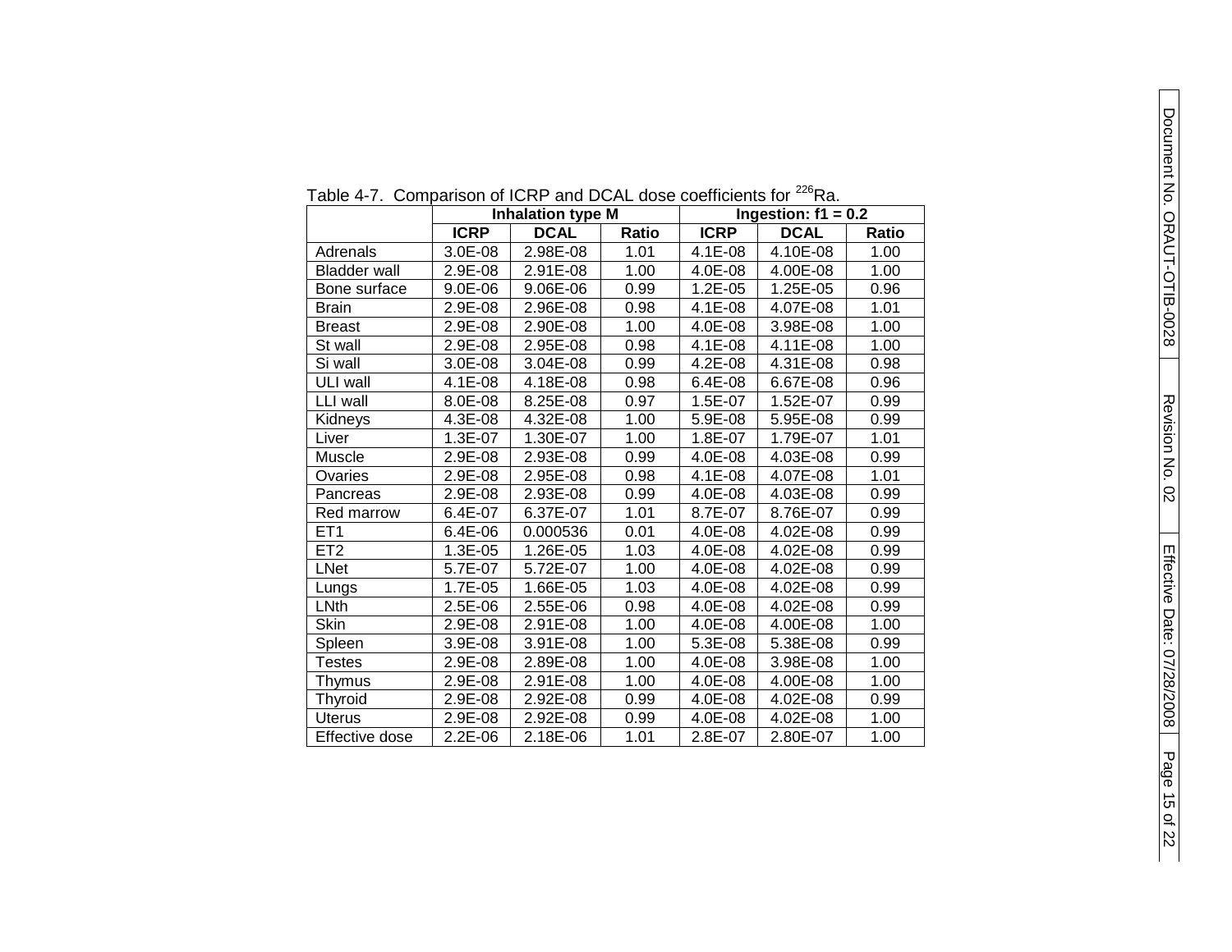Table 4-7. Comparison of ICRP and DCAL dose coefficients for $^{226}$Ra.

| | Inhalation type M | | | Ingestion: f1 = 0.2 | | |
|---|---|---|---|---|---|---|
| | **ICRP** | **DCAL** | **Ratio** | **ICRP** | **DCAL** | **Ratio** |
| Adrenals | 3.0E-08 | 2.98E-08 | 1.01 | 4.1E-08 | 4.10E-08 | 1.00 |
| Bladder wall | 2.9E-08 | 2.91E-08 | 1.00 | 4.0E-08 | 4.00E-08 | 1.00 |
| Bone surface | 9.0E-06 | 9.06E-06 | 0.99 | 1.2E-05 | 1.25E-05 | 0.96 |
| Brain | 2.9E-08 | 2.96E-08 | 0.98 | 4.1E-08 | 4.07E-08 | 1.01 |
| Breast | 2.9E-08 | 2.90E-08 | 1.00 | 4.0E-08 | 3.98E-08 | 1.00 |
| St wall | 2.9E-08 | 2.95E-08 | 0.98 | 4.1E-08 | 4.11E-08 | 1.00 |
| Si wall | 3.0E-08 | 3.04E-08 | 0.99 | 4.2E-08 | 4.31E-08 | 0.98 |
| ULI wall | 4.1E-08 | 4.18E-08 | 0.98 | 6.4E-08 | 6.67E-08 | 0.96 |
| LLI wall | 8.0E-08 | 8.25E-08 | 0.97 | 1.5E-07 | 1.52E-07 | 0.99 |
| Kidneys | 4.3E-08 | 4.32E-08 | 1.00 | 5.9E-08 | 5.95E-08 | 0.99 |
| Liver | 1.3E-07 | 1.30E-07 | 1.00 | 1.8E-07 | 1.79E-07 | 1.01 |
| Muscle | 2.9E-08 | 2.93E-08 | 0.99 | 4.0E-08 | 4.03E-08 | 0.99 |
| Ovaries | 2.9E-08 | 2.95E-08 | 0.98 | 4.1E-08 | 4.07E-08 | 1.01 |
| Pancreas | 2.9E-08 | 2.93E-08 | 0.99 | 4.0E-08 | 4.03E-08 | 0.99 |
| Red marrow | 6.4E-07 | 6.37E-07 | 1.01 | 8.7E-07 | 8.76E-07 | 0.99 |
| ET1 | 6.4E-06 | 0.000536 | 0.01 | 4.0E-08 | 4.02E-08 | 0.99 |
| ET2 | 1.3E-05 | 1.26E-05 | 1.03 | 4.0E-08 | 4.02E-08 | 0.99 |
| LNet | 5.7E-07 | 5.72E-07 | 1.00 | 4.0E-08 | 4.02E-08 | 0.99 |
| Lungs | 1.7E-05 | 1.66E-05 | 1.03 | 4.0E-08 | 4.02E-08 | 0.99 |
| LNth | 2.5E-06 | 2.55E-06 | 0.98 | 4.0E-08 | 4.02E-08 | 0.99 |
| Skin | 2.9E-08 | 2.91E-08 | 1.00 | 4.0E-08 | 4.00E-08 | 1.00 |
| Spleen | 3.9E-08 | 3.91E-08 | 1.00 | 5.3E-08 | 5.38E-08 | 0.99 |
| Testes | 2.9E-08 | 2.89E-08 | 1.00 | 4.0E-08 | 3.98E-08 | 1.00 |
| Thymus | 2.9E-08 | 2.91E-08 | 1.00 | 4.0E-08 | 4.00E-08 | 1.00 |
| Thyroid | 2.9E-08 | 2.92E-08 | 0.99 | 4.0E-08 | 4.02E-08 | 0.99 |
| Uterus | 2.9E-08 | 2.92E-08 | 0.99 | 4.0E-08 | 4.02E-08 | 1.00 |
| Effective dose | 2.2E-06 | 2.18E-06 | 1.01 | 2.8E-07 | 2.80E-07 | 1.00 |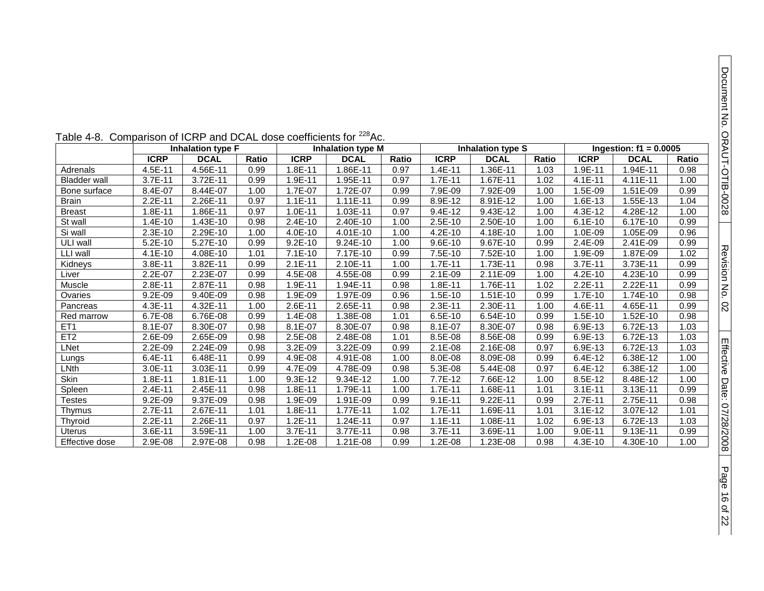Table 4-8. Comparison of ICRP and DCAL dose coefficients for $^{228}$Ac.

| | Inhalation type F | | | Inhalation type M | | | Inhalation type S | | | Ingestion: f1 = 0.0005 | | |
|---|---|---|---|---|---|---|---|---|---|---|---|---|
| | ICRP | DCAL | Ratio | ICRP | DCAL | Ratio | ICRP | DCAL | Ratio | ICRP | DCAL | Ratio |
| Adrenals | 4.5E-11 | 4.56E-11 | 0.99 | 1.8E-11 | 1.86E-11 | 0.97 | 1.4E-11 | 1.36E-11 | 1.03 | 1.9E-11 | 1.94E-11 | 0.98 |
| Bladder wall | 3.7E-11 | 3.72E-11 | 0.99 | 1.9E-11 | 1.95E-11 | 0.97 | 1.7E-11 | 1.67E-11 | 1.02 | 4.1E-11 | 4.11E-11 | 1.00 |
| Bone surface | 8.4E-07 | 8.44E-07 | 1.00 | 1.7E-07 | 1.72E-07 | 0.99 | 7.9E-09 | 7.92E-09 | 1.00 | 1.5E-09 | 1.51E-09 | 0.99 |
| Brain | 2.2E-11 | 2.26E-11 | 0.97 | 1.1E-11 | 1.11E-11 | 0.99 | 8.9E-12 | 8.91E-12 | 1.00 | 1.6E-13 | 1.55E-13 | 1.04 |
| Breast | 1.8E-11 | 1.86E-11 | 0.97 | 1.0E-11 | 1.03E-11 | 0.97 | 9.4E-12 | 9.43E-12 | 1.00 | 4.3E-12 | 4.28E-12 | 1.00 |
| St wall | 1.4E-10 | 1.43E-10 | 0.98 | 2.4E-10 | 2.40E-10 | 1.00 | 2.5E-10 | 2.50E-10 | 1.00 | 6.1E-10 | 6.17E-10 | 0.99 |
| Si wall | 2.3E-10 | 2.29E-10 | 1.00 | 4.0E-10 | 4.01E-10 | 1.00 | 4.2E-10 | 4.18E-10 | 1.00 | 1.0E-09 | 1.05E-09 | 0.96 |
| ULI wall | 5.2E-10 | 5.27E-10 | 0.99 | 9.2E-10 | 9.24E-10 | 1.00 | 9.6E-10 | 9.67E-10 | 0.99 | 2.4E-09 | 2.41E-09 | 0.99 |
| LLI wall | 4.1E-10 | 4.08E-10 | 1.01 | 7.1E-10 | 7.17E-10 | 0.99 | 7.5E-10 | 7.52E-10 | 1.00 | 1.9E-09 | 1.87E-09 | 1.02 |
| Kidneys | 3.8E-11 | 3.82E-11 | 0.99 | 2.1E-11 | 2.10E-11 | 1.00 | 1.7E-11 | 1.73E-11 | 0.98 | 3.7E-11 | 3.73E-11 | 0.99 |
| Liver | 2.2E-07 | 2.23E-07 | 0.99 | 4.5E-08 | 4.55E-08 | 0.99 | 2.1E-09 | 2.11E-09 | 1.00 | 4.2E-10 | 4.23E-10 | 0.99 |
| Muscle | 2.8E-11 | 2.87E-11 | 0.98 | 1.9E-11 | 1.94E-11 | 0.98 | 1.8E-11 | 1.76E-11 | 1.02 | 2.2E-11 | 2.22E-11 | 0.99 |
| Ovaries | 9.2E-09 | 9.40E-09 | 0.98 | 1.9E-09 | 1.97E-09 | 0.96 | 1.5E-10 | 1.51E-10 | 0.99 | 1.7E-10 | 1.74E-10 | 0.98 |
| Pancreas | 4.3E-11 | 4.32E-11 | 1.00 | 2.6E-11 | 2.65E-11 | 0.98 | 2.3E-11 | 2.30E-11 | 1.00 | 4.6E-11 | 4.65E-11 | 0.99 |
| Red marrow | 6.7E-08 | 6.76E-08 | 0.99 | 1.4E-08 | 1.38E-08 | 1.01 | 6.5E-10 | 6.54E-10 | 0.99 | 1.5E-10 | 1.52E-10 | 0.98 |
| ET1 | 8.1E-07 | 8.30E-07 | 0.98 | 8.1E-07 | 8.30E-07 | 0.98 | 8.1E-07 | 8.30E-07 | 0.98 | 6.9E-13 | 6.72E-13 | 1.03 |
| ET2 | 2.6E-09 | 2.65E-09 | 0.98 | 2.5E-08 | 2.48E-08 | 1.01 | 8.5E-08 | 8.56E-08 | 0.99 | 6.9E-13 | 6.72E-13 | 1.03 |
| LNet | 2.2E-09 | 2.24E-09 | 0.98 | 3.2E-09 | 3.22E-09 | 0.99 | 2.1E-08 | 2.16E-08 | 0.97 | 6.9E-13 | 6.72E-13 | 1.03 |
| Lungs | 6.4E-11 | 6.48E-11 | 0.99 | 4.9E-08 | 4.91E-08 | 1.00 | 8.0E-08 | 8.09E-08 | 0.99 | 6.4E-12 | 6.38E-12 | 1.00 |
| LNth | 3.0E-11 | 3.03E-11 | 0.99 | 4.7E-09 | 4.78E-09 | 0.98 | 5.3E-08 | 5.44E-08 | 0.97 | 6.4E-12 | 6.38E-12 | 1.00 |
| Skin | 1.8E-11 | 1.81E-11 | 1.00 | 9.3E-12 | 9.34E-12 | 1.00 | 7.7E-12 | 7.66E-12 | 1.00 | 8.5E-12 | 8.48E-12 | 1.00 |
| Spleen | 2.4E-11 | 2.45E-11 | 0.98 | 1.8E-11 | 1.79E-11 | 1.00 | 1.7E-11 | 1.68E-11 | 1.01 | 3.1E-11 | 3.13E-11 | 0.99 |
| Testes | 9.2E-09 | 9.37E-09 | 0.98 | 1.9E-09 | 1.91E-09 | 0.99 | 9.1E-11 | 9.22E-11 | 0.99 | 2.7E-11 | 2.75E-11 | 0.98 |
| Thymus | 2.7E-11 | 2.67E-11 | 1.01 | 1.8E-11 | 1.77E-11 | 1.02 | 1.7E-11 | 1.69E-11 | 1.01 | 3.1E-12 | 3.07E-12 | 1.01 |
| Thyroid | 2.2E-11 | 2.26E-11 | 0.97 | 1.2E-11 | 1.24E-11 | 0.97 | 1.1E-11 | 1.08E-11 | 1.02 | 6.9E-13 | 6.72E-13 | 1.03 |
| Uterus | 3.6E-11 | 3.59E-11 | 1.00 | 3.7E-11 | 3.77E-11 | 0.98 | 3.7E-11 | 3.69E-11 | 1.00 | 9.0E-11 | 9.13E-11 | 0.99 |
| Effective dose | 2.9E-08 | 2.97E-08 | 0.98 | 1.2E-08 | 1.21E-08 | 0.99 | 1.2E-08 | 1.23E-08 | 0.98 | 4.3E-10 | 4.30E-10 | 1.00 |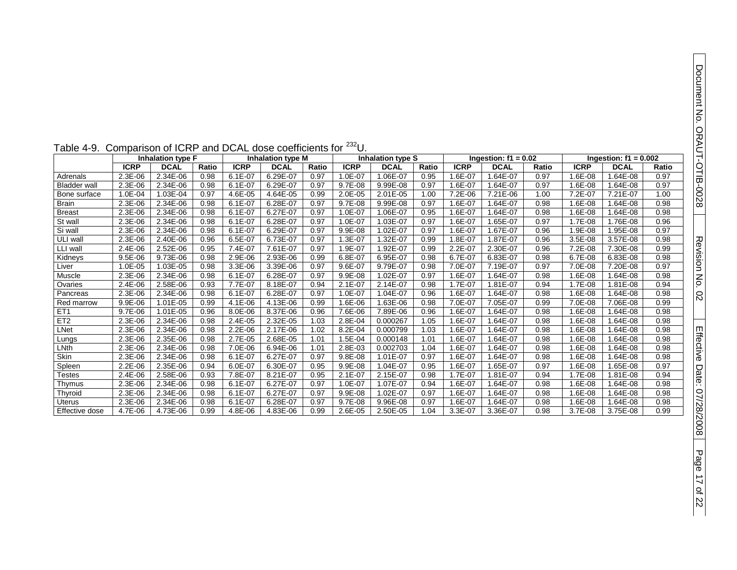Table 4-9. Comparison of ICRP and DCAL dose coefficients for $^{232}$U.

| | Inhalation type F | | | Inhalation type M | | | Inhalation type S | | | Ingestion: f1 = 0.02 | | | Ingestion: f1 = 0.002 | | |
|---|---|---|---|---|---|---|---|---|---|---|---|---|---|---|---|
| | **ICRP** | **DCAL** | **Ratio** | **ICRP** | **DCAL** | **Ratio** | **ICRP** | **DCAL** | **Ratio** | **ICRP** | **DCAL** | **Ratio** | **ICRP** | **DCAL** | **Ratio** |
| Adrenals | 2.3E-06 | 2.34E-06 | 0.98 | 6.1E-07 | 6.29E-07 | 0.97 | 1.0E-07 | 1.06E-07 | 0.95 | 1.6E-07 | 1.64E-07 | 0.97 | 1.6E-08 | 1.64E-08 | 0.97 |
| Bladder wall | 2.3E-06 | 2.34E-06 | 0.98 | 6.1E-07 | 6.29E-07 | 0.97 | 9.7E-08 | 9.99E-08 | 0.97 | 1.6E-07 | 1.64E-07 | 0.97 | 1.6E-08 | 1.64E-08 | 0.97 |
| Bone surface | 1.0E-04 | 1.03E-04 | 0.97 | 4.6E-05 | 4.64E-05 | 0.99 | 2.0E-05 | 2.01E-05 | 1.00 | 7.2E-06 | 7.21E-06 | 1.00 | 7.2E-07 | 7.21E-07 | 1.00 |
| Brain | 2.3E-06 | 2.34E-06 | 0.98 | 6.1E-07 | 6.28E-07 | 0.97 | 9.7E-08 | 9.99E-08 | 0.97 | 1.6E-07 | 1.64E-07 | 0.98 | 1.6E-08 | 1.64E-08 | 0.98 |
| Breast | 2.3E-06 | 2.34E-06 | 0.98 | 6.1E-07 | 6.27E-07 | 0.97 | 1.0E-07 | 1.06E-07 | 0.95 | 1.6E-07 | 1.64E-07 | 0.98 | 1.6E-08 | 1.64E-08 | 0.98 |
| St wall | 2.3E-06 | 2.34E-06 | 0.98 | 6.1E-07 | 6.28E-07 | 0.97 | 1.0E-07 | 1.03E-07 | 0.97 | 1.6E-07 | 1.65E-07 | 0.97 | 1.7E-08 | 1.76E-08 | 0.96 |
| Si wall | 2.3E-06 | 2.34E-06 | 0.98 | 6.1E-07 | 6.29E-07 | 0.97 | 9.9E-08 | 1.02E-07 | 0.97 | 1.6E-07 | 1.67E-07 | 0.96 | 1.9E-08 | 1.95E-08 | 0.97 |
| ULI wall | 2.3E-06 | 2.40E-06 | 0.96 | 6.5E-07 | 6.73E-07 | 0.97 | 1.3E-07 | 1.32E-07 | 0.99 | 1.8E-07 | 1.87E-07 | 0.96 | 3.5E-08 | 3.57E-08 | 0.98 |
| LLI wall | 2.4E-06 | 2.52E-06 | 0.95 | 7.4E-07 | 7.61E-07 | 0.97 | 1.9E-07 | 1.92E-07 | 0.99 | 2.2E-07 | 2.30E-07 | 0.96 | 7.2E-08 | 7.30E-08 | 0.99 |
| Kidneys | 9.5E-06 | 9.73E-06 | 0.98 | 2.9E-06 | 2.93E-06 | 0.99 | 6.8E-07 | 6.95E-07 | 0.98 | 6.7E-07 | 6.83E-07 | 0.98 | 6.7E-08 | 6.83E-08 | 0.98 |
| Liver | 1.0E-05 | 1.03E-05 | 0.98 | 3.3E-06 | 3.39E-06 | 0.97 | 9.6E-07 | 9.79E-07 | 0.98 | 7.0E-07 | 7.19E-07 | 0.97 | 7.0E-08 | 7.20E-08 | 0.97 |
| Muscle | 2.3E-06 | 2.34E-06 | 0.98 | 6.1E-07 | 6.28E-07 | 0.97 | 9.9E-08 | 1.02E-07 | 0.97 | 1.6E-07 | 1.64E-07 | 0.98 | 1.6E-08 | 1.64E-08 | 0.98 |
| Ovaries | 2.4E-06 | 2.58E-06 | 0.93 | 7.7E-07 | 8.18E-07 | 0.94 | 2.1E-07 | 2.14E-07 | 0.98 | 1.7E-07 | 1.81E-07 | 0.94 | 1.7E-08 | 1.81E-08 | 0.94 |
| Pancreas | 2.3E-06 | 2.34E-06 | 0.98 | 6.1E-07 | 6.28E-07 | 0.97 | 1.0E-07 | 1.04E-07 | 0.96 | 1.6E-07 | 1.64E-07 | 0.98 | 1.6E-08 | 1.64E-08 | 0.98 |
| Red marrow | 9.9E-06 | 1.01E-05 | 0.99 | 4.1E-06 | 4.13E-06 | 0.99 | 1.6E-06 | 1.63E-06 | 0.98 | 7.0E-07 | 7.05E-07 | 0.99 | 7.0E-08 | 7.06E-08 | 0.99 |
| ET1 | 9.7E-06 | 1.01E-05 | 0.96 | 8.0E-06 | 8.37E-06 | 0.96 | 7.6E-06 | 7.89E-06 | 0.96 | 1.6E-07 | 1.64E-07 | 0.98 | 1.6E-08 | 1.64E-08 | 0.98 |
| ET2 | 2.3E-06 | 2.34E-06 | 0.98 | 2.4E-05 | 2.32E-05 | 1.03 | 2.8E-04 | 0.000267 | 1.05 | 1.6E-07 | 1.64E-07 | 0.98 | 1.6E-08 | 1.64E-08 | 0.98 |
| LNet | 2.3E-06 | 2.34E-06 | 0.98 | 2.2E-06 | 2.17E-06 | 1.02 | 8.2E-04 | 0.000799 | 1.03 | 1.6E-07 | 1.64E-07 | 0.98 | 1.6E-08 | 1.64E-08 | 0.98 |
| Lungs | 2.3E-06 | 2.35E-06 | 0.98 | 2.7E-05 | 2.68E-05 | 1.01 | 1.5E-04 | 0.000148 | 1.01 | 1.6E-07 | 1.64E-07 | 0.98 | 1.6E-08 | 1.64E-08 | 0.98 |
| LNth | 2.3E-06 | 2.34E-06 | 0.98 | 7.0E-06 | 6.94E-06 | 1.01 | 2.8E-03 | 0.002703 | 1.04 | 1.6E-07 | 1.64E-07 | 0.98 | 1.6E-08 | 1.64E-08 | 0.98 |
| Skin | 2.3E-06 | 2.34E-06 | 0.98 | 6.1E-07 | 6.27E-07 | 0.97 | 9.8E-08 | 1.01E-07 | 0.97 | 1.6E-07 | 1.64E-07 | 0.98 | 1.6E-08 | 1.64E-08 | 0.98 |
| Spleen | 2.2E-06 | 2.35E-06 | 0.94 | 6.0E-07 | 6.30E-07 | 0.95 | 9.9E-08 | 1.04E-07 | 0.95 | 1.6E-07 | 1.65E-07 | 0.97 | 1.6E-08 | 1.65E-08 | 0.97 |
| Testes | 2.4E-06 | 2.58E-06 | 0.93 | 7.8E-07 | 8.21E-07 | 0.95 | 2.1E-07 | 2.15E-07 | 0.98 | 1.7E-07 | 1.81E-07 | 0.94 | 1.7E-08 | 1.81E-08 | 0.94 |
| Thymus | 2.3E-06 | 2.34E-06 | 0.98 | 6.1E-07 | 6.27E-07 | 0.97 | 1.0E-07 | 1.07E-07 | 0.94 | 1.6E-07 | 1.64E-07 | 0.98 | 1.6E-08 | 1.64E-08 | 0.98 |
| Thyroid | 2.3E-06 | 2.34E-06 | 0.98 | 6.1E-07 | 6.27E-07 | 0.97 | 9.9E-08 | 1.02E-07 | 0.97 | 1.6E-07 | 1.64E-07 | 0.98 | 1.6E-08 | 1.64E-08 | 0.98 |
| Uterus | 2.3E-06 | 2.34E-06 | 0.98 | 6.1E-07 | 6.28E-07 | 0.97 | 9.7E-08 | 9.96E-08 | 0.97 | 1.6E-07 | 1.64E-07 | 0.98 | 1.6E-08 | 1.64E-08 | 0.98 |
| Effective dose | 4.7E-06 | 4.73E-06 | 0.99 | 4.8E-06 | 4.83E-06 | 0.99 | 2.6E-05 | 2.50E-05 | 1.04 | 3.3E-07 | 3.36E-07 | 0.98 | 3.7E-08 | 3.75E-08 | 0.99 |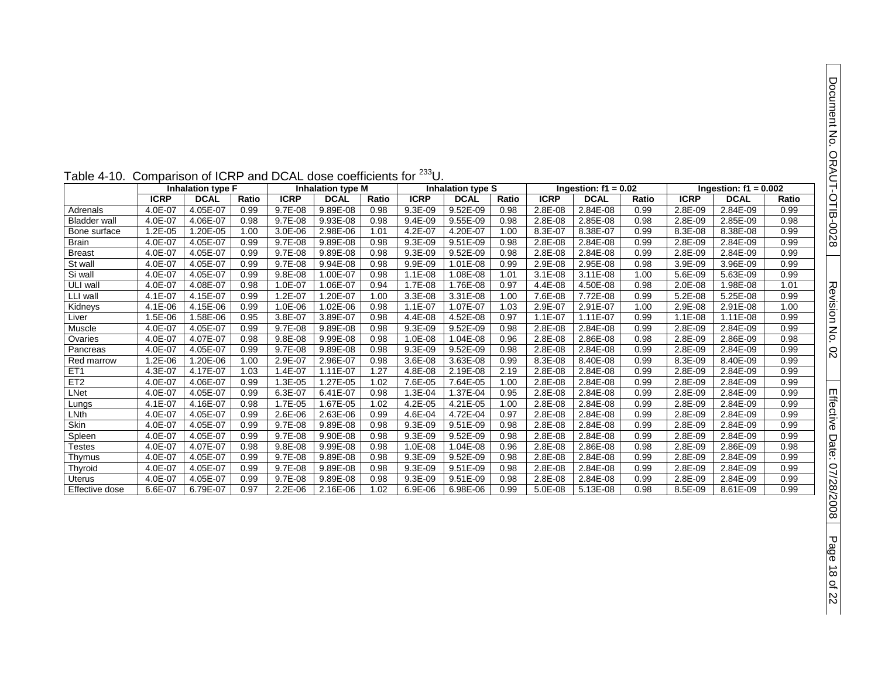Table 4-10. Comparison of ICRP and DCAL dose coefficients for $^{233}$U.

| | Inhalation type F | | | Inhalation type M | | | Inhalation type S | | | Ingestion: f1 = 0.02 | | | Ingestion: f1 = 0.002 | | |
|---|---|---|---|---|---|---|---|---|---|---|---|---|---|---|---|
| | **ICRP** | **DCAL** | **Ratio** | **ICRP** | **DCAL** | **Ratio** | **ICRP** | **DCAL** | **Ratio** | **ICRP** | **DCAL** | **Ratio** | **ICRP** | **DCAL** | **Ratio** |
| Adrenals | 4.0E-07 | 4.05E-07 | 0.99 | 9.7E-08 | 9.89E-08 | 0.98 | 9.3E-09 | 9.52E-09 | 0.98 | 2.8E-08 | 2.84E-08 | 0.99 | 2.8E-09 | 2.84E-09 | 0.99 |
| Bladder wall | 4.0E-07 | 4.06E-07 | 0.98 | 9.7E-08 | 9.93E-08 | 0.98 | 9.4E-09 | 9.55E-09 | 0.98 | 2.8E-08 | 2.85E-08 | 0.98 | 2.8E-09 | 2.85E-09 | 0.98 |
| Bone surface | 1.2E-05 | 1.20E-05 | 1.00 | 3.0E-06 | 2.98E-06 | 1.01 | 4.2E-07 | 4.20E-07 | 1.00 | 8.3E-07 | 8.38E-07 | 0.99 | 8.3E-08 | 8.38E-08 | 0.99 |
| Brain | 4.0E-07 | 4.05E-07 | 0.99 | 9.7E-08 | 9.89E-08 | 0.98 | 9.3E-09 | 9.51E-09 | 0.98 | 2.8E-08 | 2.84E-08 | 0.99 | 2.8E-09 | 2.84E-09 | 0.99 |
| Breast | 4.0E-07 | 4.05E-07 | 0.99 | 9.7E-08 | 9.89E-08 | 0.98 | 9.3E-09 | 9.52E-09 | 0.98 | 2.8E-08 | 2.84E-08 | 0.99 | 2.8E-09 | 2.84E-09 | 0.99 |
| St wall | 4.0E-07 | 4.05E-07 | 0.99 | 9.7E-08 | 9.94E-08 | 0.98 | 9.9E-09 | 1.01E-08 | 0.99 | 2.9E-08 | 2.95E-08 | 0.98 | 3.9E-09 | 3.96E-09 | 0.99 |
| Si wall | 4.0E-07 | 4.05E-07 | 0.99 | 9.8E-08 | 1.00E-07 | 0.98 | 1.1E-08 | 1.08E-08 | 1.01 | 3.1E-08 | 3.11E-08 | 1.00 | 5.6E-09 | 5.63E-09 | 0.99 |
| ULI wall | 4.0E-07 | 4.08E-07 | 0.98 | 1.0E-07 | 1.06E-07 | 0.94 | 1.7E-08 | 1.76E-08 | 0.97 | 4.4E-08 | 4.50E-08 | 0.98 | 2.0E-08 | 1.98E-08 | 1.01 |
| LLI wall | 4.1E-07 | 4.15E-07 | 0.99 | 1.2E-07 | 1.20E-07 | 1.00 | 3.3E-08 | 3.31E-08 | 1.00 | 7.6E-08 | 7.72E-08 | 0.99 | 5.2E-08 | 5.25E-08 | 0.99 |
| Kidneys | 4.1E-06 | 4.15E-06 | 0.99 | 1.0E-06 | 1.02E-06 | 0.98 | 1.1E-07 | 1.07E-07 | 1.03 | 2.9E-07 | 2.91E-07 | 1.00 | 2.9E-08 | 2.91E-08 | 1.00 |
| Liver | 1.5E-06 | 1.58E-06 | 0.95 | 3.8E-07 | 3.89E-07 | 0.98 | 4.4E-08 | 4.52E-08 | 0.97 | 1.1E-07 | 1.11E-07 | 0.99 | 1.1E-08 | 1.11E-08 | 0.99 |
| Muscle | 4.0E-07 | 4.05E-07 | 0.99 | 9.7E-08 | 9.89E-08 | 0.98 | 9.3E-09 | 9.52E-09 | 0.98 | 2.8E-08 | 2.84E-08 | 0.99 | 2.8E-09 | 2.84E-09 | 0.99 |
| Ovaries | 4.0E-07 | 4.07E-07 | 0.98 | 9.8E-08 | 9.99E-08 | 0.98 | 1.0E-08 | 1.04E-08 | 0.96 | 2.8E-08 | 2.86E-08 | 0.98 | 2.8E-09 | 2.86E-09 | 0.98 |
| Pancreas | 4.0E-07 | 4.05E-07 | 0.99 | 9.7E-08 | 9.89E-08 | 0.98 | 9.3E-09 | 9.52E-09 | 0.98 | 2.8E-08 | 2.84E-08 | 0.99 | 2.8E-09 | 2.84E-09 | 0.99 |
| Red marrow | 1.2E-06 | 1.20E-06 | 1.00 | 2.9E-07 | 2.96E-07 | 0.98 | 3.6E-08 | 3.63E-08 | 0.99 | 8.3E-08 | 8.40E-08 | 0.99 | 8.3E-09 | 8.40E-09 | 0.99 |
| ET1 | 4.3E-07 | 4.17E-07 | 1.03 | 1.4E-07 | 1.11E-07 | 1.27 | 4.8E-08 | 2.19E-08 | 2.19 | 2.8E-08 | 2.84E-08 | 0.99 | 2.8E-09 | 2.84E-09 | 0.99 |
| ET2 | 4.0E-07 | 4.06E-07 | 0.99 | 1.3E-05 | 1.27E-05 | 1.02 | 7.6E-05 | 7.64E-05 | 1.00 | 2.8E-08 | 2.84E-08 | 0.99 | 2.8E-09 | 2.84E-09 | 0.99 |
| LNet | 4.0E-07 | 4.05E-07 | 0.99 | 6.3E-07 | 6.41E-07 | 0.98 | 1.3E-04 | 1.37E-04 | 0.95 | 2.8E-08 | 2.84E-08 | 0.99 | 2.8E-09 | 2.84E-09 | 0.99 |
| Lungs | 4.1E-07 | 4.16E-07 | 0.98 | 1.7E-05 | 1.67E-05 | 1.02 | 4.2E-05 | 4.21E-05 | 1.00 | 2.8E-08 | 2.84E-08 | 0.99 | 2.8E-09 | 2.84E-09 | 0.99 |
| LNth | 4.0E-07 | 4.05E-07 | 0.99 | 2.6E-06 | 2.63E-06 | 0.99 | 4.6E-04 | 4.72E-04 | 0.97 | 2.8E-08 | 2.84E-08 | 0.99 | 2.8E-09 | 2.84E-09 | 0.99 |
| Skin | 4.0E-07 | 4.05E-07 | 0.99 | 9.7E-08 | 9.89E-08 | 0.98 | 9.3E-09 | 9.51E-09 | 0.98 | 2.8E-08 | 2.84E-08 | 0.99 | 2.8E-09 | 2.84E-09 | 0.99 |
| Spleen | 4.0E-07 | 4.05E-07 | 0.99 | 9.7E-08 | 9.90E-08 | 0.98 | 9.3E-09 | 9.52E-09 | 0.98 | 2.8E-08 | 2.84E-08 | 0.99 | 2.8E-09 | 2.84E-09 | 0.99 |
| Testes | 4.0E-07 | 4.07E-07 | 0.98 | 9.8E-08 | 9.99E-08 | 0.98 | 1.0E-08 | 1.04E-08 | 0.96 | 2.8E-08 | 2.86E-08 | 0.98 | 2.8E-09 | 2.86E-09 | 0.98 |
| Thymus | 4.0E-07 | 4.05E-07 | 0.99 | 9.7E-08 | 9.89E-08 | 0.98 | 9.3E-09 | 9.52E-09 | 0.98 | 2.8E-08 | 2.84E-08 | 0.99 | 2.8E-09 | 2.84E-09 | 0.99 |
| Thyroid | 4.0E-07 | 4.05E-07 | 0.99 | 9.7E-08 | 9.89E-08 | 0.98 | 9.3E-09 | 9.51E-09 | 0.98 | 2.8E-08 | 2.84E-08 | 0.99 | 2.8E-09 | 2.84E-09 | 0.99 |
| Uterus | 4.0E-07 | 4.05E-07 | 0.99 | 9.7E-08 | 9.89E-08 | 0.98 | 9.3E-09 | 9.51E-09 | 0.98 | 2.8E-08 | 2.84E-08 | 0.99 | 2.8E-09 | 2.84E-09 | 0.99 |
| Effective dose | 6.6E-07 | 6.79E-07 | 0.97 | 2.2E-06 | 2.16E-06 | 1.02 | 6.9E-06 | 6.98E-06 | 0.99 | 5.0E-08 | 5.13E-08 | 0.98 | 8.5E-09 | 8.61E-09 | 0.99 |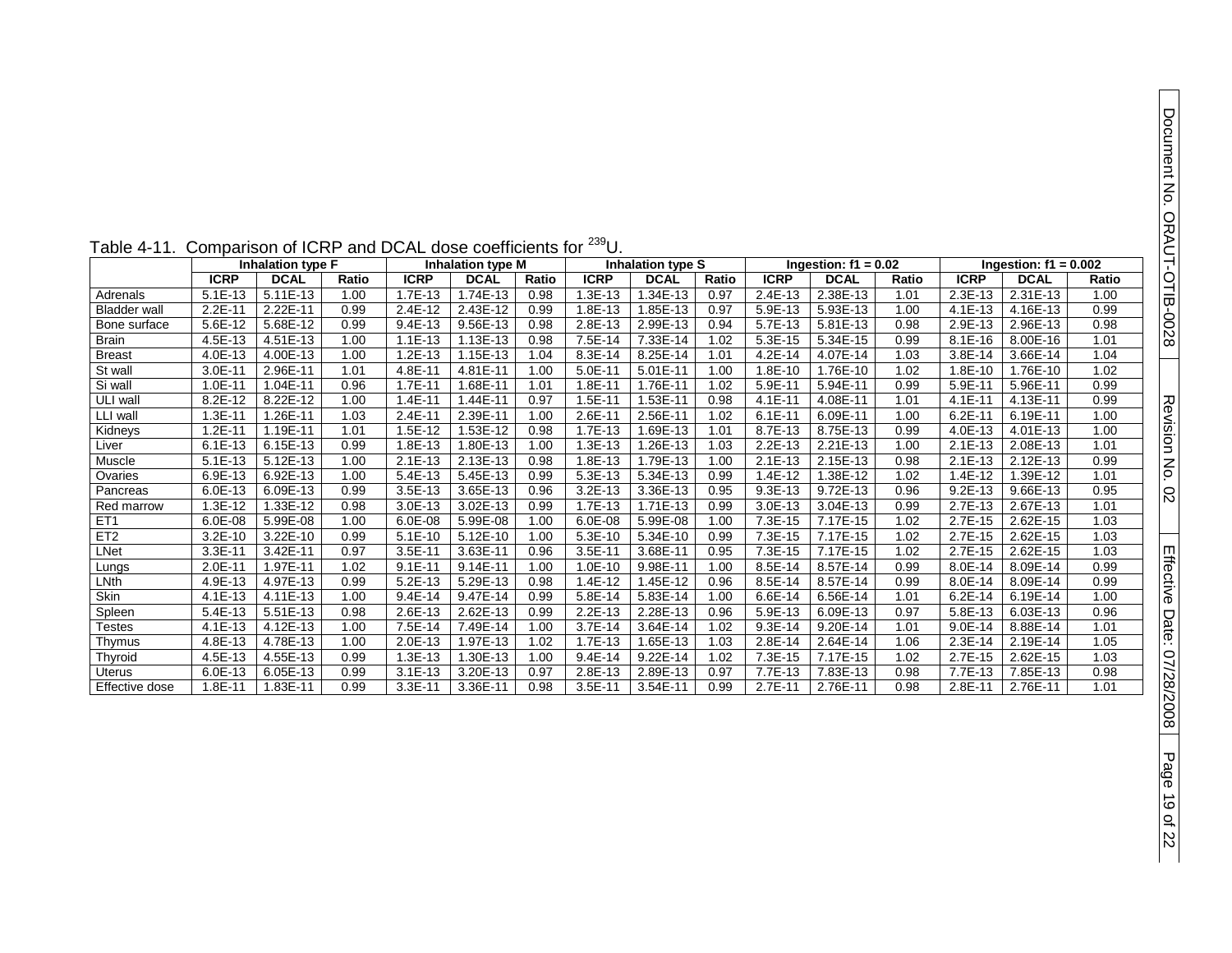Table 4-11. Comparison of ICRP and DCAL dose coefficients for $^{239}$U.

| | Inhalation type F | | | Inhalation type M | | | Inhalation type S | | | Ingestion: f1 = 0.02 | | | Ingestion: f1 = 0.002 | | |
|---|---|---|---|---|---|---|---|---|---|---|---|---|---|---|---|
| | **ICRP** | **DCAL** | **Ratio** | **ICRP** | **DCAL** | **Ratio** | **ICRP** | **DCAL** | **Ratio** | **ICRP** | **DCAL** | **Ratio** | **ICRP** | **DCAL** | **Ratio** |
| Adrenals | 5.1E-13 | 5.11E-13 | 1.00 | 1.7E-13 | 1.74E-13 | 0.98 | 1.3E-13 | 1.34E-13 | 0.97 | 2.4E-13 | 2.38E-13 | 1.01 | 2.3E-13 | 2.31E-13 | 1.00 |
| Bladder wall | 2.2E-11 | 2.22E-11 | 0.99 | 2.4E-12 | 2.43E-12 | 0.99 | 1.8E-13 | 1.85E-13 | 0.97 | 5.9E-13 | 5.93E-13 | 1.00 | 4.1E-13 | 4.16E-13 | 0.99 |
| Bone surface | 5.6E-12 | 5.68E-12 | 0.99 | 9.4E-13 | 9.56E-13 | 0.98 | 2.8E-13 | 2.99E-13 | 0.94 | 5.7E-13 | 5.81E-13 | 0.98 | 2.9E-13 | 2.96E-13 | 0.98 |
| Brain | 4.5E-13 | 4.51E-13 | 1.00 | 1.1E-13 | 1.13E-13 | 0.98 | 7.5E-14 | 7.33E-14 | 1.02 | 5.3E-15 | 5.34E-15 | 0.99 | 8.1E-16 | 8.00E-16 | 1.01 |
| Breast | 4.0E-13 | 4.00E-13 | 1.00 | 1.2E-13 | 1.15E-13 | 1.04 | 8.3E-14 | 8.25E-14 | 1.01 | 4.2E-14 | 4.07E-14 | 1.03 | 3.8E-14 | 3.66E-14 | 1.04 |
| St wall | 3.0E-11 | 2.96E-11 | 1.01 | 4.8E-11 | 4.81E-11 | 1.00 | 5.0E-11 | 5.01E-11 | 1.00 | 1.8E-10 | 1.76E-10 | 1.02 | 1.8E-10 | 1.76E-10 | 1.02 |
| Si wall | 1.0E-11 | 1.04E-11 | 0.96 | 1.7E-11 | 1.68E-11 | 1.01 | 1.8E-11 | 1.76E-11 | 1.02 | 5.9E-11 | 5.94E-11 | 0.99 | 5.9E-11 | 5.96E-11 | 0.99 |
| ULI wall | 8.2E-12 | 8.22E-12 | 1.00 | 1.4E-11 | 1.44E-11 | 0.97 | 1.5E-11 | 1.53E-11 | 0.98 | 4.1E-11 | 4.08E-11 | 1.01 | 4.1E-11 | 4.13E-11 | 0.99 |
| LLI wall | 1.3E-11 | 1.26E-11 | 1.03 | 2.4E-11 | 2.39E-11 | 1.00 | 2.6E-11 | 2.56E-11 | 1.02 | 6.1E-11 | 6.09E-11 | 1.00 | 6.2E-11 | 6.19E-11 | 1.00 |
| Kidneys | 1.2E-11 | 1.19E-11 | 1.01 | 1.5E-12 | 1.53E-12 | 0.98 | 1.7E-13 | 1.69E-13 | 1.01 | 8.7E-13 | 8.75E-13 | 0.99 | 4.0E-13 | 4.01E-13 | 1.00 |
| Liver | 6.1E-13 | 6.15E-13 | 0.99 | 1.8E-13 | 1.80E-13 | 1.00 | 1.3E-13 | 1.26E-13 | 1.03 | 2.2E-13 | 2.21E-13 | 1.00 | 2.1E-13 | 2.08E-13 | 1.01 |
| Muscle | 5.1E-13 | 5.12E-13 | 1.00 | 2.1E-13 | 2.13E-13 | 0.98 | 1.8E-13 | 1.79E-13 | 1.00 | 2.1E-13 | 2.15E-13 | 0.98 | 2.1E-13 | 2.12E-13 | 0.99 |
| Ovaries | 6.9E-13 | 6.92E-13 | 1.00 | 5.4E-13 | 5.45E-13 | 0.99 | 5.3E-13 | 5.34E-13 | 0.99 | 1.4E-12 | 1.38E-12 | 1.02 | 1.4E-12 | 1.39E-12 | 1.01 |
| Pancreas | 6.0E-13 | 6.09E-13 | 0.99 | 3.5E-13 | 3.65E-13 | 0.96 | 3.2E-13 | 3.36E-13 | 0.95 | 9.3E-13 | 9.72E-13 | 0.96 | 9.2E-13 | 9.66E-13 | 0.95 |
| Red marrow | 1.3E-12 | 1.33E-12 | 0.98 | 3.0E-13 | 3.02E-13 | 0.99 | 1.7E-13 | 1.71E-13 | 0.99 | 3.0E-13 | 3.04E-13 | 0.99 | 2.7E-13 | 2.67E-13 | 1.01 |
| ET1 | 6.0E-08 | 5.99E-08 | 1.00 | 6.0E-08 | 5.99E-08 | 1.00 | 6.0E-08 | 5.99E-08 | 1.00 | 7.3E-15 | 7.17E-15 | 1.02 | 2.7E-15 | 2.62E-15 | 1.03 |
| ET2 | 3.2E-10 | 3.22E-10 | 0.99 | 5.1E-10 | 5.12E-10 | 1.00 | 5.3E-10 | 5.34E-10 | 0.99 | 7.3E-15 | 7.17E-15 | 1.02 | 2.7E-15 | 2.62E-15 | 1.03 |
| LNet | 3.3E-11 | 3.42E-11 | 0.97 | 3.5E-11 | 3.63E-11 | 0.96 | 3.5E-11 | 3.68E-11 | 0.95 | 7.3E-15 | 7.17E-15 | 1.02 | 2.7E-15 | 2.62E-15 | 1.03 |
| Lungs | 2.0E-11 | 1.97E-11 | 1.02 | 9.1E-11 | 9.14E-11 | 1.00 | 1.0E-10 | 9.98E-11 | 1.00 | 8.5E-14 | 8.57E-14 | 0.99 | 8.0E-14 | 8.09E-14 | 0.99 |
| LNth | 4.9E-13 | 4.97E-13 | 0.99 | 5.2E-13 | 5.29E-13 | 0.98 | 1.4E-12 | 1.45E-12 | 0.96 | 8.5E-14 | 8.57E-14 | 0.99 | 8.0E-14 | 8.09E-14 | 0.99 |
| Skin | 4.1E-13 | 4.11E-13 | 1.00 | 9.4E-14 | 9.47E-14 | 0.99 | 5.8E-14 | 5.83E-14 | 1.00 | 6.6E-14 | 6.56E-14 | 1.01 | 6.2E-14 | 6.19E-14 | 1.00 |
| Spleen | 5.4E-13 | 5.51E-13 | 0.98 | 2.6E-13 | 2.62E-13 | 0.99 | 2.2E-13 | 2.28E-13 | 0.96 | 5.9E-13 | 6.09E-13 | 0.97 | 5.8E-13 | 6.03E-13 | 0.96 |
| Testes | 4.1E-13 | 4.12E-13 | 1.00 | 7.5E-14 | 7.49E-14 | 1.00 | 3.7E-14 | 3.64E-14 | 1.02 | 9.3E-14 | 9.20E-14 | 1.01 | 9.0E-14 | 8.88E-14 | 1.01 |
| Thymus | 4.8E-13 | 4.78E-13 | 1.00 | 2.0E-13 | 1.97E-13 | 1.02 | 1.7E-13 | 1.65E-13 | 1.03 | 2.8E-14 | 2.64E-14 | 1.06 | 2.3E-14 | 2.19E-14 | 1.05 |
| Thyroid | 4.5E-13 | 4.55E-13 | 0.99 | 1.3E-13 | 1.30E-13 | 1.00 | 9.4E-14 | 9.22E-14 | 1.02 | 7.3E-15 | 7.17E-15 | 1.02 | 2.7E-15 | 2.62E-15 | 1.03 |
| Uterus | 6.0E-13 | 6.05E-13 | 0.99 | 3.1E-13 | 3.20E-13 | 0.97 | 2.8E-13 | 2.89E-13 | 0.97 | 7.7E-13 | 7.83E-13 | 0.98 | 7.7E-13 | 7.85E-13 | 0.98 |
| Effective dose | 1.8E-11 | 1.83E-11 | 0.99 | 3.3E-11 | 3.36E-11 | 0.98 | 3.5E-11 | 3.54E-11 | 0.99 | 2.7E-11 | 2.76E-11 | 0.98 | 2.8E-11 | 2.76E-11 | 1.01 |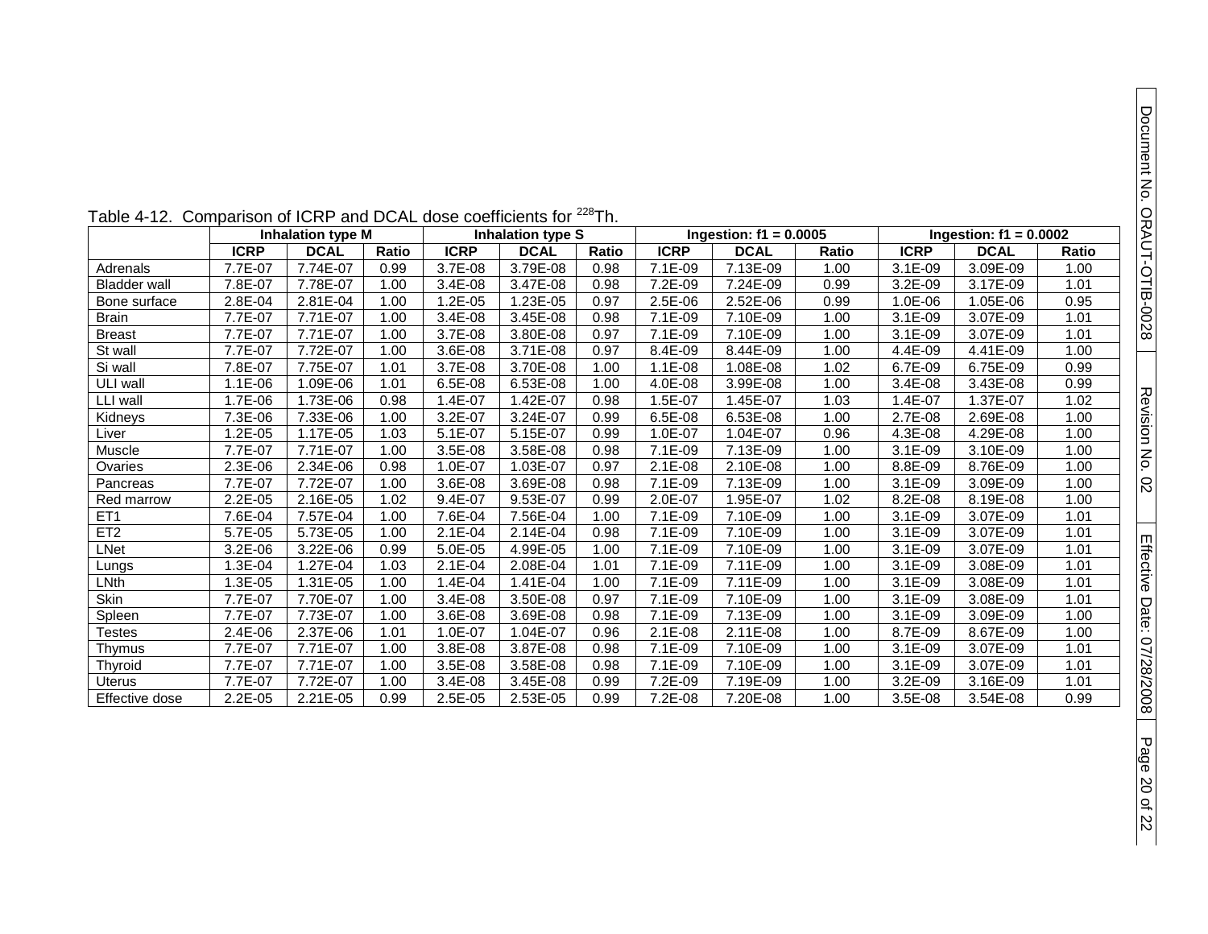Table 4-12. Comparison of ICRP and DCAL dose coefficients for $^{228}$Th.

| | Inhalation type M | | | Inhalation type S | | | Ingestion: f1 = 0.0005 | | | Ingestion: f1 = 0.0002 | | |
|---|---|---|---|---|---|---|---|---|---|---|---|---|
| | **ICRP** | **DCAL** | **Ratio** | **ICRP** | **DCAL** | **Ratio** | **ICRP** | **DCAL** | **Ratio** | **ICRP** | **DCAL** | **Ratio** |
| Adrenals | 7.7E-07 | 7.74E-07 | 0.99 | 3.7E-08 | 3.79E-08 | 0.98 | 7.1E-09 | 7.13E-09 | 1.00 | 3.1E-09 | 3.09E-09 | 1.00 |
| Bladder wall | 7.8E-07 | 7.78E-07 | 1.00 | 3.4E-08 | 3.47E-08 | 0.98 | 7.2E-09 | 7.24E-09 | 0.99 | 3.2E-09 | 3.17E-09 | 1.01 |
| Bone surface | 2.8E-04 | 2.81E-04 | 1.00 | 1.2E-05 | 1.23E-05 | 0.97 | 2.5E-06 | 2.52E-06 | 0.99 | 1.0E-06 | 1.05E-06 | 0.95 |
| Brain | 7.7E-07 | 7.71E-07 | 1.00 | 3.4E-08 | 3.45E-08 | 0.98 | 7.1E-09 | 7.10E-09 | 1.00 | 3.1E-09 | 3.07E-09 | 1.01 |
| Breast | 7.7E-07 | 7.71E-07 | 1.00 | 3.7E-08 | 3.80E-08 | 0.97 | 7.1E-09 | 7.10E-09 | 1.00 | 3.1E-09 | 3.07E-09 | 1.01 |
| St wall | 7.7E-07 | 7.72E-07 | 1.00 | 3.6E-08 | 3.71E-08 | 0.97 | 8.4E-09 | 8.44E-09 | 1.00 | 4.4E-09 | 4.41E-09 | 1.00 |
| Si wall | 7.8E-07 | 7.75E-07 | 1.01 | 3.7E-08 | 3.70E-08 | 1.00 | 1.1E-08 | 1.08E-08 | 1.02 | 6.7E-09 | 6.75E-09 | 0.99 |
| ULI wall | 1.1E-06 | 1.09E-06 | 1.01 | 6.5E-08 | 6.53E-08 | 1.00 | 4.0E-08 | 3.99E-08 | 1.00 | 3.4E-08 | 3.43E-08 | 0.99 |
| LLI wall | 1.7E-06 | 1.73E-06 | 0.98 | 1.4E-07 | 1.42E-07 | 0.98 | 1.5E-07 | 1.45E-07 | 1.03 | 1.4E-07 | 1.37E-07 | 1.02 |
| Kidneys | 7.3E-06 | 7.33E-06 | 1.00 | 3.2E-07 | 3.24E-07 | 0.99 | 6.5E-08 | 6.53E-08 | 1.00 | 2.7E-08 | 2.69E-08 | 1.00 |
| Liver | 1.2E-05 | 1.17E-05 | 1.03 | 5.1E-07 | 5.15E-07 | 0.99 | 1.0E-07 | 1.04E-07 | 0.96 | 4.3E-08 | 4.29E-08 | 1.00 |
| Muscle | 7.7E-07 | 7.71E-07 | 1.00 | 3.5E-08 | 3.58E-08 | 0.98 | 7.1E-09 | 7.13E-09 | 1.00 | 3.1E-09 | 3.10E-09 | 1.00 |
| Ovaries | 2.3E-06 | 2.34E-06 | 0.98 | 1.0E-07 | 1.03E-07 | 0.97 | 2.1E-08 | 2.10E-08 | 1.00 | 8.8E-09 | 8.76E-09 | 1.00 |
| Pancreas | 7.7E-07 | 7.72E-07 | 1.00 | 3.6E-08 | 3.69E-08 | 0.98 | 7.1E-09 | 7.13E-09 | 1.00 | 3.1E-09 | 3.09E-09 | 1.00 |
| Red marrow | 2.2E-05 | 2.16E-05 | 1.02 | 9.4E-07 | 9.53E-07 | 0.99 | 2.0E-07 | 1.95E-07 | 1.02 | 8.2E-08 | 8.19E-08 | 1.00 |
| ET1 | 7.6E-04 | 7.57E-04 | 1.00 | 7.6E-04 | 7.56E-04 | 1.00 | 7.1E-09 | 7.10E-09 | 1.00 | 3.1E-09 | 3.07E-09 | 1.01 |
| ET2 | 5.7E-05 | 5.73E-05 | 1.00 | 2.1E-04 | 2.14E-04 | 0.98 | 7.1E-09 | 7.10E-09 | 1.00 | 3.1E-09 | 3.07E-09 | 1.01 |
| LNet | 3.2E-06 | 3.22E-06 | 0.99 | 5.0E-05 | 4.99E-05 | 1.00 | 7.1E-09 | 7.10E-09 | 1.00 | 3.1E-09 | 3.07E-09 | 1.01 |
| Lungs | 1.3E-04 | 1.27E-04 | 1.03 | 2.1E-04 | 2.08E-04 | 1.01 | 7.1E-09 | 7.11E-09 | 1.00 | 3.1E-09 | 3.08E-09 | 1.01 |
| LNth | 1.3E-05 | 1.31E-05 | 1.00 | 1.4E-04 | 1.41E-04 | 1.00 | 7.1E-09 | 7.11E-09 | 1.00 | 3.1E-09 | 3.08E-09 | 1.01 |
| Skin | 7.7E-07 | 7.70E-07 | 1.00 | 3.4E-08 | 3.50E-08 | 0.97 | 7.1E-09 | 7.10E-09 | 1.00 | 3.1E-09 | 3.08E-09 | 1.01 |
| Spleen | 7.7E-07 | 7.73E-07 | 1.00 | 3.6E-08 | 3.69E-08 | 0.98 | 7.1E-09 | 7.13E-09 | 1.00 | 3.1E-09 | 3.09E-09 | 1.00 |
| Testes | 2.4E-06 | 2.37E-06 | 1.01 | 1.0E-07 | 1.04E-07 | 0.96 | 2.1E-08 | 2.11E-08 | 1.00 | 8.7E-09 | 8.67E-09 | 1.00 |
| Thymus | 7.7E-07 | 7.71E-07 | 1.00 | 3.8E-08 | 3.87E-08 | 0.98 | 7.1E-09 | 7.10E-09 | 1.00 | 3.1E-09 | 3.07E-09 | 1.01 |
| Thyroid | 7.7E-07 | 7.71E-07 | 1.00 | 3.5E-08 | 3.58E-08 | 0.98 | 7.1E-09 | 7.10E-09 | 1.00 | 3.1E-09 | 3.07E-09 | 1.01 |
| Uterus | 7.7E-07 | 7.72E-07 | 1.00 | 3.4E-08 | 3.45E-08 | 0.99 | 7.2E-09 | 7.19E-09 | 1.00 | 3.2E-09 | 3.16E-09 | 1.01 |
| Effective dose | 2.2E-05 | 2.21E-05 | 0.99 | 2.5E-05 | 2.53E-05 | 0.99 | 7.2E-08 | 7.20E-08 | 1.00 | 3.5E-08 | 3.54E-08 | 0.99 |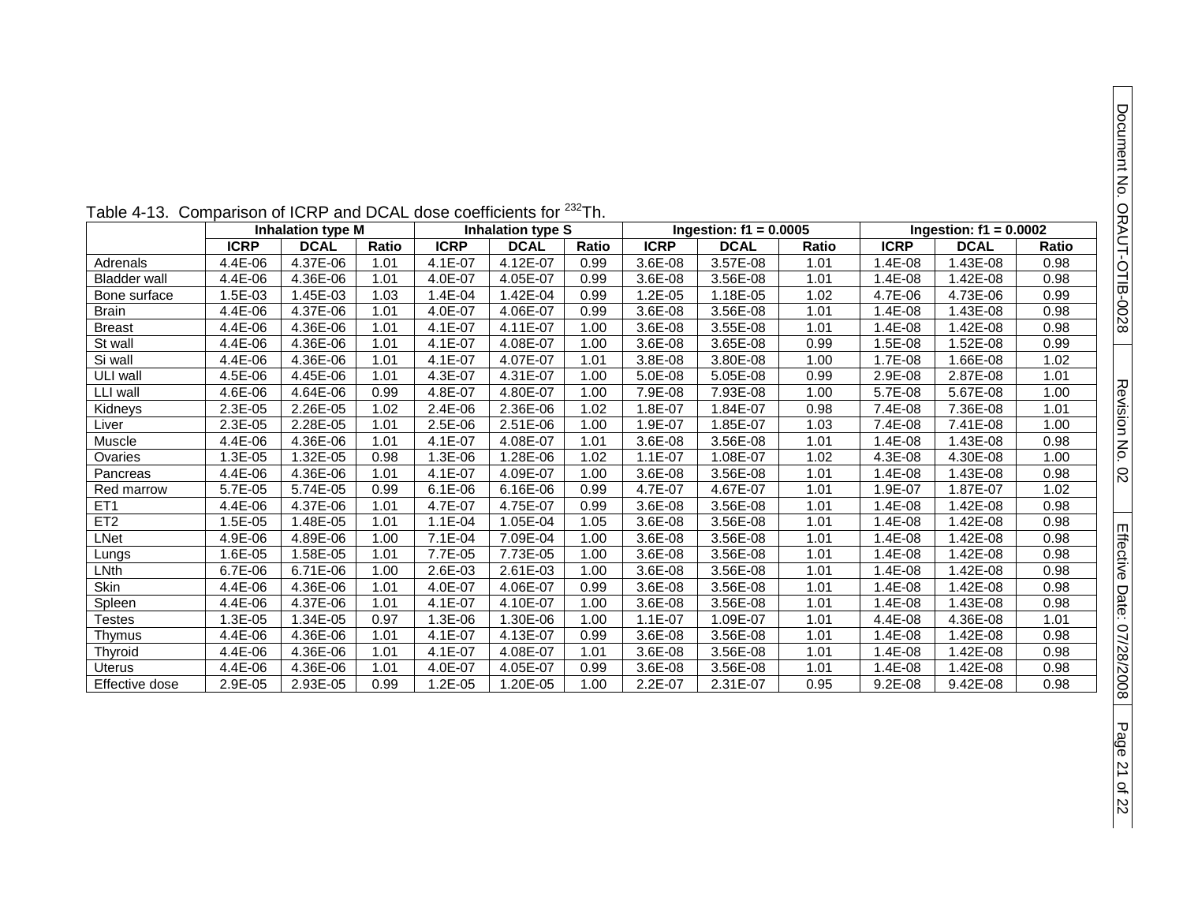Table 4-13. Comparison of ICRP and DCAL dose coefficients for $^{232}$Th.

| | Inhalation type M | | | Inhalation type S | | | Ingestion: f1 = 0.0005 | | | Ingestion: f1 = 0.0002 | | |
|---|---|---|---|---|---|---|---|---|---|---|---|---|
| | ICRP | DCAL | Ratio | ICRP | DCAL | Ratio | ICRP | DCAL | Ratio | ICRP | DCAL | Ratio |
| Adrenals | 4.4E-06 | 4.37E-06 | 1.01 | 4.1E-07 | 4.12E-07 | 0.99 | 3.6E-08 | 3.57E-08 | 1.01 | 1.4E-08 | 1.43E-08 | 0.98 |
| Bladder wall | 4.4E-06 | 4.36E-06 | 1.01 | 4.0E-07 | 4.05E-07 | 0.99 | 3.6E-08 | 3.56E-08 | 1.01 | 1.4E-08 | 1.42E-08 | 0.98 |
| Bone surface | 1.5E-03 | 1.45E-03 | 1.03 | 1.4E-04 | 1.42E-04 | 0.99 | 1.2E-05 | 1.18E-05 | 1.02 | 4.7E-06 | 4.73E-06 | 0.99 |
| Brain | 4.4E-06 | 4.37E-06 | 1.01 | 4.0E-07 | 4.06E-07 | 0.99 | 3.6E-08 | 3.56E-08 | 1.01 | 1.4E-08 | 1.43E-08 | 0.98 |
| Breast | 4.4E-06 | 4.36E-06 | 1.01 | 4.1E-07 | 4.11E-07 | 1.00 | 3.6E-08 | 3.55E-08 | 1.01 | 1.4E-08 | 1.42E-08 | 0.98 |
| St wall | 4.4E-06 | 4.36E-06 | 1.01 | 4.1E-07 | 4.08E-07 | 1.00 | 3.6E-08 | 3.65E-08 | 0.99 | 1.5E-08 | 1.52E-08 | 0.99 |
| Si wall | 4.4E-06 | 4.36E-06 | 1.01 | 4.1E-07 | 4.07E-07 | 1.01 | 3.8E-08 | 3.80E-08 | 1.00 | 1.7E-08 | 1.66E-08 | 1.02 |
| ULI wall | 4.5E-06 | 4.45E-06 | 1.01 | 4.3E-07 | 4.31E-07 | 1.00 | 5.0E-08 | 5.05E-08 | 0.99 | 2.9E-08 | 2.87E-08 | 1.01 |
| LLI wall | 4.6E-06 | 4.64E-06 | 0.99 | 4.8E-07 | 4.80E-07 | 1.00 | 7.9E-08 | 7.93E-08 | 1.00 | 5.7E-08 | 5.67E-08 | 1.00 |
| Kidneys | 2.3E-05 | 2.26E-05 | 1.02 | 2.4E-06 | 2.36E-06 | 1.02 | 1.8E-07 | 1.84E-07 | 0.98 | 7.4E-08 | 7.36E-08 | 1.01 |
| Liver | 2.3E-05 | 2.28E-05 | 1.01 | 2.5E-06 | 2.51E-06 | 1.00 | 1.9E-07 | 1.85E-07 | 1.03 | 7.4E-08 | 7.41E-08 | 1.00 |
| Muscle | 4.4E-06 | 4.36E-06 | 1.01 | 4.1E-07 | 4.08E-07 | 1.01 | 3.6E-08 | 3.56E-08 | 1.01 | 1.4E-08 | 1.43E-08 | 0.98 |
| Ovaries | 1.3E-05 | 1.32E-05 | 0.98 | 1.3E-06 | 1.28E-06 | 1.02 | 1.1E-07 | 1.08E-07 | 1.02 | 4.3E-08 | 4.30E-08 | 1.00 |
| Pancreas | 4.4E-06 | 4.36E-06 | 1.01 | 4.1E-07 | 4.09E-07 | 1.00 | 3.6E-08 | 3.56E-08 | 1.01 | 1.4E-08 | 1.43E-08 | 0.98 |
| Red marrow | 5.7E-05 | 5.74E-05 | 0.99 | 6.1E-06 | 6.16E-06 | 0.99 | 4.7E-07 | 4.67E-07 | 1.01 | 1.9E-07 | 1.87E-07 | 1.02 |
| ET1 | 4.4E-06 | 4.37E-06 | 1.01 | 4.7E-07 | 4.75E-07 | 0.99 | 3.6E-08 | 3.56E-08 | 1.01 | 1.4E-08 | 1.42E-08 | 0.98 |
| ET2 | 1.5E-05 | 1.48E-05 | 1.01 | 1.1E-04 | 1.05E-04 | 1.05 | 3.6E-08 | 3.56E-08 | 1.01 | 1.4E-08 | 1.42E-08 | 0.98 |
| LNet | 4.9E-06 | 4.89E-06 | 1.00 | 7.1E-04 | 7.09E-04 | 1.00 | 3.6E-08 | 3.56E-08 | 1.01 | 1.4E-08 | 1.42E-08 | 0.98 |
| Lungs | 1.6E-05 | 1.58E-05 | 1.01 | 7.7E-05 | 7.73E-05 | 1.00 | 3.6E-08 | 3.56E-08 | 1.01 | 1.4E-08 | 1.42E-08 | 0.98 |
| LNth | 6.7E-06 | 6.71E-06 | 1.00 | 2.6E-03 | 2.61E-03 | 1.00 | 3.6E-08 | 3.56E-08 | 1.01 | 1.4E-08 | 1.42E-08 | 0.98 |
| Skin | 4.4E-06 | 4.36E-06 | 1.01 | 4.0E-07 | 4.06E-07 | 0.99 | 3.6E-08 | 3.56E-08 | 1.01 | 1.4E-08 | 1.42E-08 | 0.98 |
| Spleen | 4.4E-06 | 4.37E-06 | 1.01 | 4.1E-07 | 4.10E-07 | 1.00 | 3.6E-08 | 3.56E-08 | 1.01 | 1.4E-08 | 1.43E-08 | 0.98 |
| Testes | 1.3E-05 | 1.34E-05 | 0.97 | 1.3E-06 | 1.30E-06 | 1.00 | 1.1E-07 | 1.09E-07 | 1.01 | 4.4E-08 | 4.36E-08 | 1.01 |
| Thymus | 4.4E-06 | 4.36E-06 | 1.01 | 4.1E-07 | 4.13E-07 | 0.99 | 3.6E-08 | 3.56E-08 | 1.01 | 1.4E-08 | 1.42E-08 | 0.98 |
| Thyroid | 4.4E-06 | 4.36E-06 | 1.01 | 4.1E-07 | 4.08E-07 | 1.01 | 3.6E-08 | 3.56E-08 | 1.01 | 1.4E-08 | 1.42E-08 | 0.98 |
| Uterus | 4.4E-06 | 4.36E-06 | 1.01 | 4.0E-07 | 4.05E-07 | 0.99 | 3.6E-08 | 3.56E-08 | 1.01 | 1.4E-08 | 1.42E-08 | 0.98 |
| Effective dose | 2.9E-05 | 2.93E-05 | 0.99 | 1.2E-05 | 1.20E-05 | 1.00 | 2.2E-07 | 2.31E-07 | 0.95 | 9.2E-08 | 9.42E-08 | 0.98 |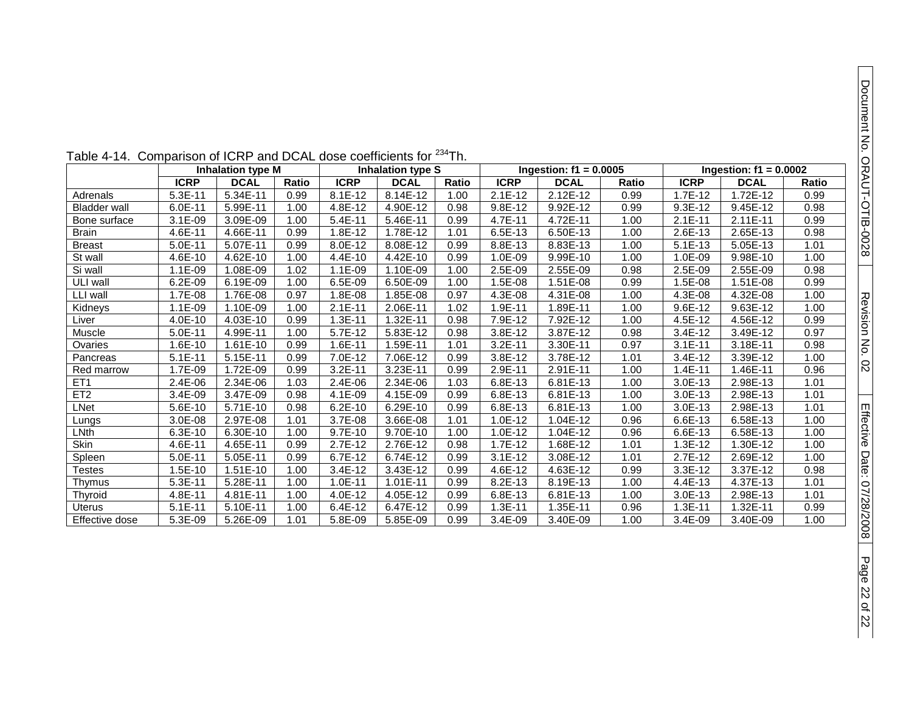Table 4-14. Comparison of ICRP and DCAL dose coefficients for $^{234}$Th.

| | Inhalation type M | | | Inhalation type S | | | Ingestion: f1 = 0.0005 | | | Ingestion: f1 = 0.0002 | | |
|---|---|---|---|---|---|---|---|---|---|---|---|---|
| | ICRP | DCAL | Ratio | ICRP | DCAL | Ratio | ICRP | DCAL | Ratio | ICRP | DCAL | Ratio |
| Adrenals | 5.3E-11 | 5.34E-11 | 0.99 | 8.1E-12 | 8.14E-12 | 1.00 | 2.1E-12 | 2.12E-12 | 0.99 | 1.7E-12 | 1.72E-12 | 0.99 |
| Bladder wall | 6.0E-11 | 5.99E-11 | 1.00 | 4.8E-12 | 4.90E-12 | 0.98 | 9.8E-12 | 9.92E-12 | 0.99 | 9.3E-12 | 9.45E-12 | 0.98 |
| Bone surface | 3.1E-09 | 3.09E-09 | 1.00 | 5.4E-11 | 5.46E-11 | 0.99 | 4.7E-11 | 4.72E-11 | 1.00 | 2.1E-11 | 2.11E-11 | 0.99 |
| Brain | 4.6E-11 | 4.66E-11 | 0.99 | 1.8E-12 | 1.78E-12 | 1.01 | 6.5E-13 | 6.50E-13 | 1.00 | 2.6E-13 | 2.65E-13 | 0.98 |
| Breast | 5.0E-11 | 5.07E-11 | 0.99 | 8.0E-12 | 8.08E-12 | 0.99 | 8.8E-13 | 8.83E-13 | 1.00 | 5.1E-13 | 5.05E-13 | 1.01 |
| St wall | 4.6E-10 | 4.62E-10 | 1.00 | 4.4E-10 | 4.42E-10 | 0.99 | 1.0E-09 | 9.99E-10 | 1.00 | 1.0E-09 | 9.98E-10 | 1.00 |
| Si wall | 1.1E-09 | 1.08E-09 | 1.02 | 1.1E-09 | 1.10E-09 | 1.00 | 2.5E-09 | 2.55E-09 | 0.98 | 2.5E-09 | 2.55E-09 | 0.98 |
| ULI wall | 6.2E-09 | 6.19E-09 | 1.00 | 6.5E-09 | 6.50E-09 | 1.00 | 1.5E-08 | 1.51E-08 | 0.99 | 1.5E-08 | 1.51E-08 | 0.99 |
| LLI wall | 1.7E-08 | 1.76E-08 | 0.97 | 1.8E-08 | 1.85E-08 | 0.97 | 4.3E-08 | 4.31E-08 | 1.00 | 4.3E-08 | 4.32E-08 | 1.00 |
| Kidneys | 1.1E-09 | 1.10E-09 | 1.00 | 2.1E-11 | 2.06E-11 | 1.02 | 1.9E-11 | 1.89E-11 | 1.00 | 9.6E-12 | 9.63E-12 | 1.00 |
| Liver | 4.0E-10 | 4.03E-10 | 0.99 | 1.3E-11 | 1.32E-11 | 0.98 | 7.9E-12 | 7.92E-12 | 1.00 | 4.5E-12 | 4.56E-12 | 0.99 |
| Muscle | 5.0E-11 | 4.99E-11 | 1.00 | 5.7E-12 | 5.83E-12 | 0.98 | 3.8E-12 | 3.87E-12 | 0.98 | 3.4E-12 | 3.49E-12 | 0.97 |
| Ovaries | 1.6E-10 | 1.61E-10 | 0.99 | 1.6E-11 | 1.59E-11 | 1.01 | 3.2E-11 | 3.30E-11 | 0.97 | 3.1E-11 | 3.18E-11 | 0.98 |
| Pancreas | 5.1E-11 | 5.15E-11 | 0.99 | 7.0E-12 | 7.06E-12 | 0.99 | 3.8E-12 | 3.78E-12 | 1.01 | 3.4E-12 | 3.39E-12 | 1.00 |
| Red marrow | 1.7E-09 | 1.72E-09 | 0.99 | 3.2E-11 | 3.23E-11 | 0.99 | 2.9E-11 | 2.91E-11 | 1.00 | 1.4E-11 | 1.46E-11 | 0.96 |
| ET1 | 2.4E-06 | 2.34E-06 | 1.03 | 2.4E-06 | 2.34E-06 | 1.03 | 6.8E-13 | 6.81E-13 | 1.00 | 3.0E-13 | 2.98E-13 | 1.01 |
| ET2 | 3.4E-09 | 3.47E-09 | 0.98 | 4.1E-09 | 4.15E-09 | 0.99 | 6.8E-13 | 6.81E-13 | 1.00 | 3.0E-13 | 2.98E-13 | 1.01 |
| LNet | 5.6E-10 | 5.71E-10 | 0.98 | 6.2E-10 | 6.29E-10 | 0.99 | 6.8E-13 | 6.81E-13 | 1.00 | 3.0E-13 | 2.98E-13 | 1.01 |
| Lungs | 3.0E-08 | 2.97E-08 | 1.01 | 3.7E-08 | 3.66E-08 | 1.01 | 1.0E-12 | 1.04E-12 | 0.96 | 6.6E-13 | 6.58E-13 | 1.00 |
| LNth | 6.3E-10 | 6.30E-10 | 1.00 | 9.7E-10 | 9.70E-10 | 1.00 | 1.0E-12 | 1.04E-12 | 0.96 | 6.6E-13 | 6.58E-13 | 1.00 |
| Skin | 4.6E-11 | 4.65E-11 | 0.99 | 2.7E-12 | 2.76E-12 | 0.98 | 1.7E-12 | 1.68E-12 | 1.01 | 1.3E-12 | 1.30E-12 | 1.00 |
| Spleen | 5.0E-11 | 5.05E-11 | 0.99 | 6.7E-12 | 6.74E-12 | 0.99 | 3.1E-12 | 3.08E-12 | 1.01 | 2.7E-12 | 2.69E-12 | 1.00 |
| Testes | 1.5E-10 | 1.51E-10 | 1.00 | 3.4E-12 | 3.43E-12 | 0.99 | 4.6E-12 | 4.63E-12 | 0.99 | 3.3E-12 | 3.37E-12 | 0.98 |
| Thymus | 5.3E-11 | 5.28E-11 | 1.00 | 1.0E-11 | 1.01E-11 | 0.99 | 8.2E-13 | 8.19E-13 | 1.00 | 4.4E-13 | 4.37E-13 | 1.01 |
| Thyroid | 4.8E-11 | 4.81E-11 | 1.00 | 4.0E-12 | 4.05E-12 | 0.99 | 6.8E-13 | 6.81E-13 | 1.00 | 3.0E-13 | 2.98E-13 | 1.01 |
| Uterus | 5.1E-11 | 5.10E-11 | 1.00 | 6.4E-12 | 6.47E-12 | 0.99 | 1.3E-11 | 1.35E-11 | 0.96 | 1.3E-11 | 1.32E-11 | 0.99 |
| Effective dose | 5.3E-09 | 5.26E-09 | 1.01 | 5.8E-09 | 5.85E-09 | 0.99 | 3.4E-09 | 3.40E-09 | 1.00 | 3.4E-09 | 3.40E-09 | 1.00 |